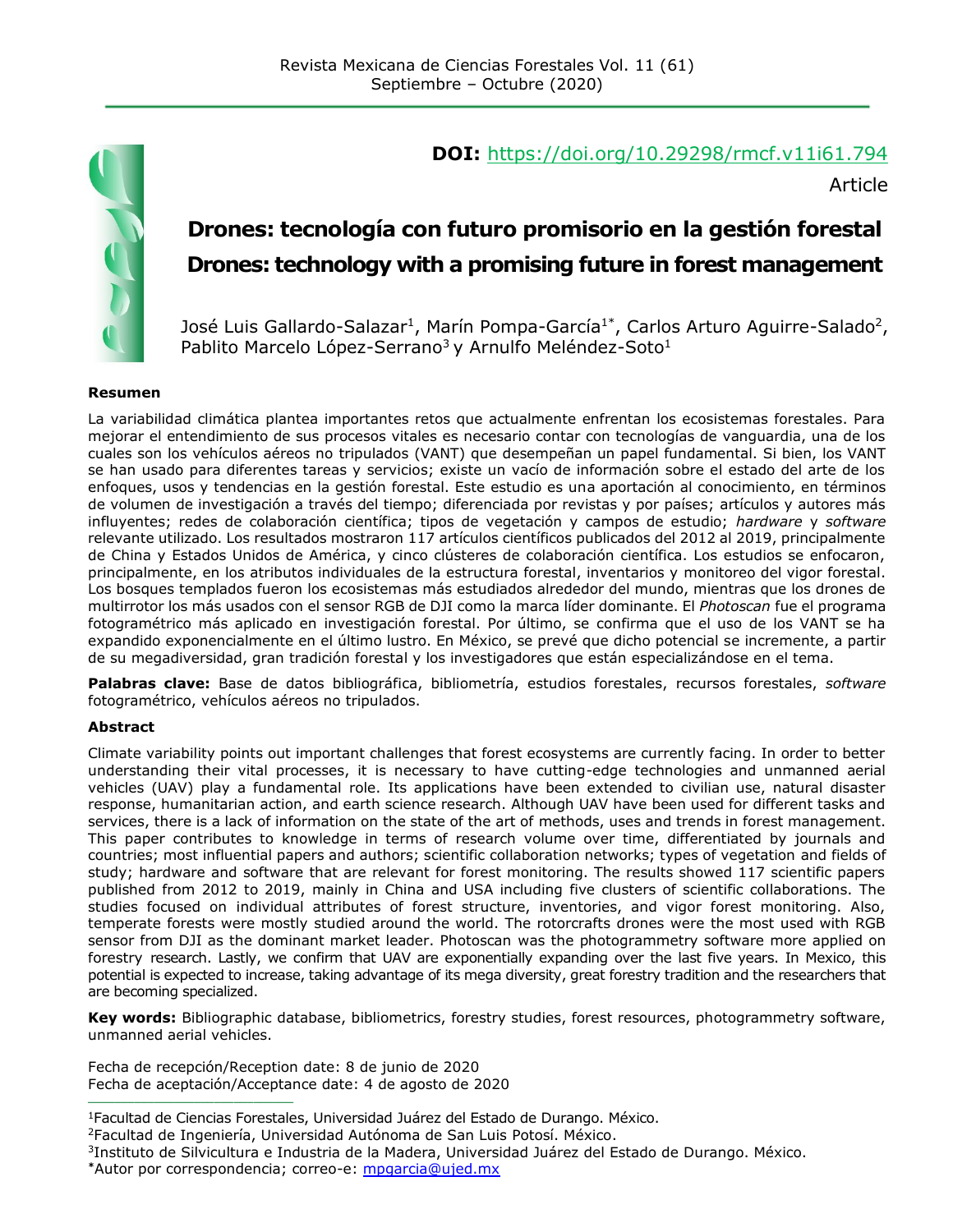**DOI:** https://doi.org/10.29298/rmcf.v11i61.794

Article

# Drones: tecnología con futuro promisorio en la gestión forestal
# Drones: technology with a promising future in forest management

José Luis Gallardo-Salazar[1], Marín Pompa-García[1*], Carlos Arturo Aguirre-Salado[2], Pablito Marcelo López-Serrano[3] y Arnulfo Meléndez-Soto[1]

**Resumen**

La variabilidad climática plantea importantes retos que actualmente enfrentan los ecosistemas forestales. Para mejorar el entendimiento de sus procesos vitales es necesario contar con tecnologías de vanguardia, una de los cuales son los vehículos aéreos no tripulados (VANT) que desempeñan un papel fundamental. Si bien, los VANT se han usado para diferentes tareas y servicios; existe un vacío de información sobre el estado del arte de los enfoques, usos y tendencias en la gestión forestal. Este estudio es una aportación al conocimiento, en términos de volumen de investigación a través del tiempo; diferenciada por revistas y por países; artículos y autores más influyentes; redes de colaboración científica; tipos de vegetación y campos de estudio; *hardware* y *software* relevante utilizado. Los resultados mostraron 117 artículos científicos publicados del 2012 al 2019, principalmente de China y Estados Unidos de América, y cinco clústeres de colaboración científica. Los estudios se enfocaron, principalmente, en los atributos individuales de la estructura forestal, inventarios y monitoreo del vigor forestal. Los bosques templados fueron los ecosistemas más estudiados alrededor del mundo, mientras que los drones de multirrotor los más usados con el sensor RGB de DJI como la marca líder dominante. El *Photoscan* fue el programa fotogramétrico más aplicado en investigación forestal. Por último, se confirma que el uso de los VANT se ha expandido exponencialmente en el último lustro. En México, se prevé que dicho potencial se incremente, a partir de su megadiversidad, gran tradición forestal y los investigadores que están especializándose en el tema.

**Palabras clave:** Base de datos bibliográfica, bibliometría, estudios forestales, recursos forestales, *software* fotogramétrico, vehículos aéreos no tripulados.

**Abstract**

Climate variability points out important challenges that forest ecosystems are currently facing. In order to better understanding their vital processes, it is necessary to have cutting-edge technologies and unmanned aerial vehicles (UAV) play a fundamental role. Its applications have been extended to civilian use, natural disaster response, humanitarian action, and earth science research. Although UAV have been used for different tasks and services, there is a lack of information on the state of the art of methods, uses and trends in forest management. This paper contributes to knowledge in terms of research volume over time, differentiated by journals and countries; most influential papers and authors; scientific collaboration networks; types of vegetation and fields of study; hardware and software that are relevant for forest monitoring. The results showed 117 scientific papers published from 2012 to 2019, mainly in China and USA including five clusters of scientific collaborations. The studies focused on individual attributes of forest structure, inventories, and vigor forest monitoring. Also, temperate forests were mostly studied around the world. The rotorcrafts drones were the most used with RGB sensor from DJI as the dominant market leader. Photoscan was the photogrammetry software more applied on forestry research. Lastly, we confirm that UAV are exponentially expanding over the last five years. In Mexico, this potential is expected to increase, taking advantage of its mega diversity, great forestry tradition and the researchers that are becoming specialized.

**Key words:** Bibliographic database, bibliometrics, forestry studies, forest resources, photogrammetry software, unmanned aerial vehicles.

Fecha de recepción/Reception date: 8 de junio de 2020
Fecha de aceptación/Acceptance date: 4 de agosto de 2020

---

[1]Facultad de Ciencias Forestales, Universidad Juárez del Estado de Durango. México.
[2]Facultad de Ingeniería, Universidad Autónoma de San Luis Potosí. México.
[3]Instituto de Silvicultura e Industria de la Madera, Universidad Juárez del Estado de Durango. México.
*Autor por correspondencia; correo-e: mpgarcia@ujed.mx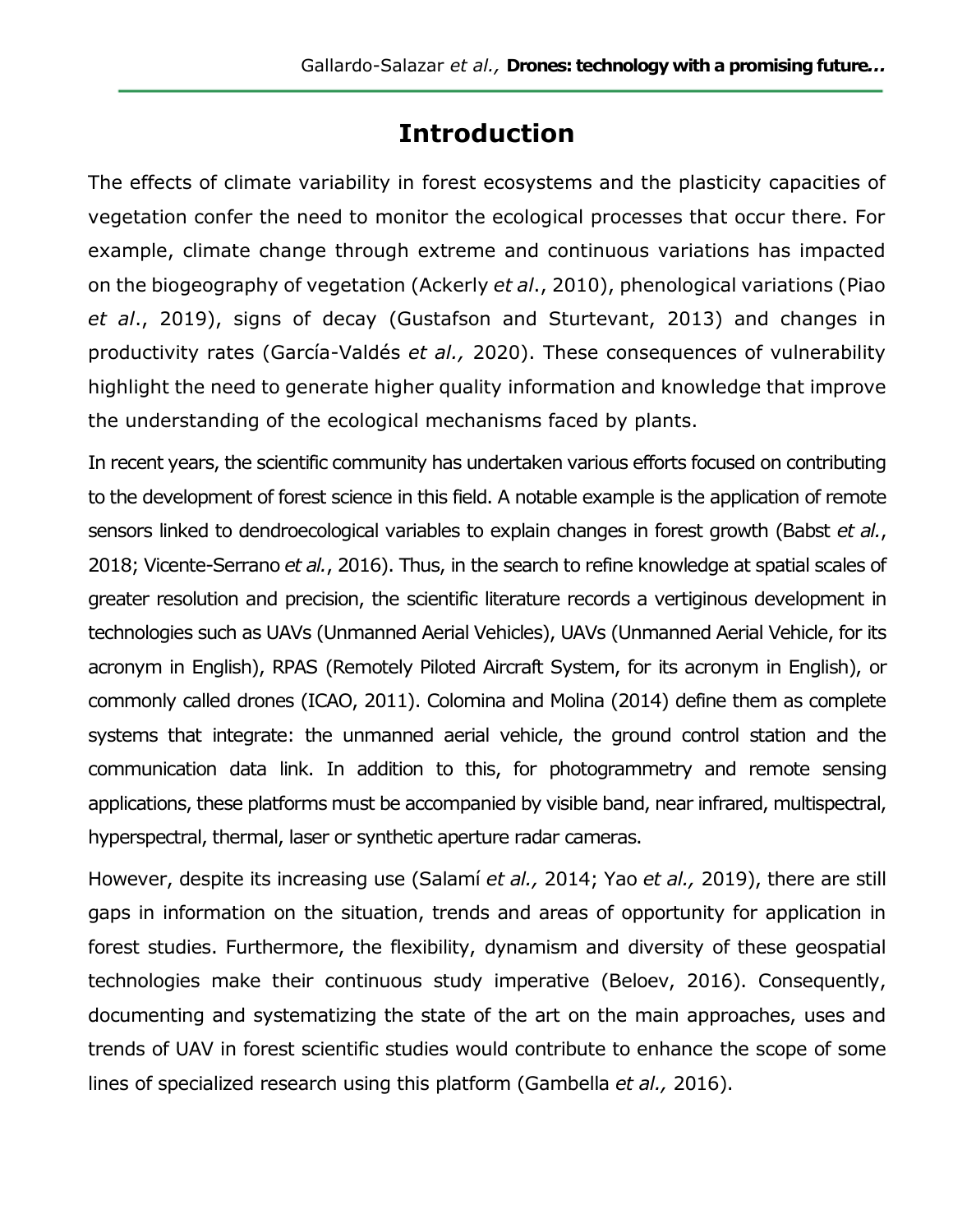# Introduction

The effects of climate variability in forest ecosystems and the plasticity capacities of vegetation confer the need to monitor the ecological processes that occur there. For example, climate change through extreme and continuous variations has impacted on the biogeography of vegetation (Ackerly *et al*., 2010), phenological variations (Piao *et al*., 2019), signs of decay (Gustafson and Sturtevant, 2013) and changes in productivity rates (García-Valdés *et al.,* 2020). These consequences of vulnerability highlight the need to generate higher quality information and knowledge that improve the understanding of the ecological mechanisms faced by plants.

In recent years, the scientific community has undertaken various efforts focused on contributing to the development of forest science in this field. A notable example is the application of remote sensors linked to dendroecological variables to explain changes in forest growth (Babst *et al.*, 2018; Vicente-Serrano *et al.*, 2016). Thus, in the search to refine knowledge at spatial scales of greater resolution and precision, the scientific literature records a vertiginous development in technologies such as UAVs (Unmanned Aerial Vehicles), UAVs (Unmanned Aerial Vehicle, for its acronym in English), RPAS (Remotely Piloted Aircraft System, for its acronym in English), or commonly called drones (ICAO, 2011). Colomina and Molina (2014) define them as complete systems that integrate: the unmanned aerial vehicle, the ground control station and the communication data link. In addition to this, for photogrammetry and remote sensing applications, these platforms must be accompanied by visible band, near infrared, multispectral, hyperspectral, thermal, laser or synthetic aperture radar cameras.

However, despite its increasing use (Salamí *et al.,* 2014; Yao *et al.,* 2019), there are still gaps in information on the situation, trends and areas of opportunity for application in forest studies. Furthermore, the flexibility, dynamism and diversity of these geospatial technologies make their continuous study imperative (Beloev, 2016). Consequently, documenting and systematizing the state of the art on the main approaches, uses and trends of UAV in forest scientific studies would contribute to enhance the scope of some lines of specialized research using this platform (Gambella *et al.,* 2016).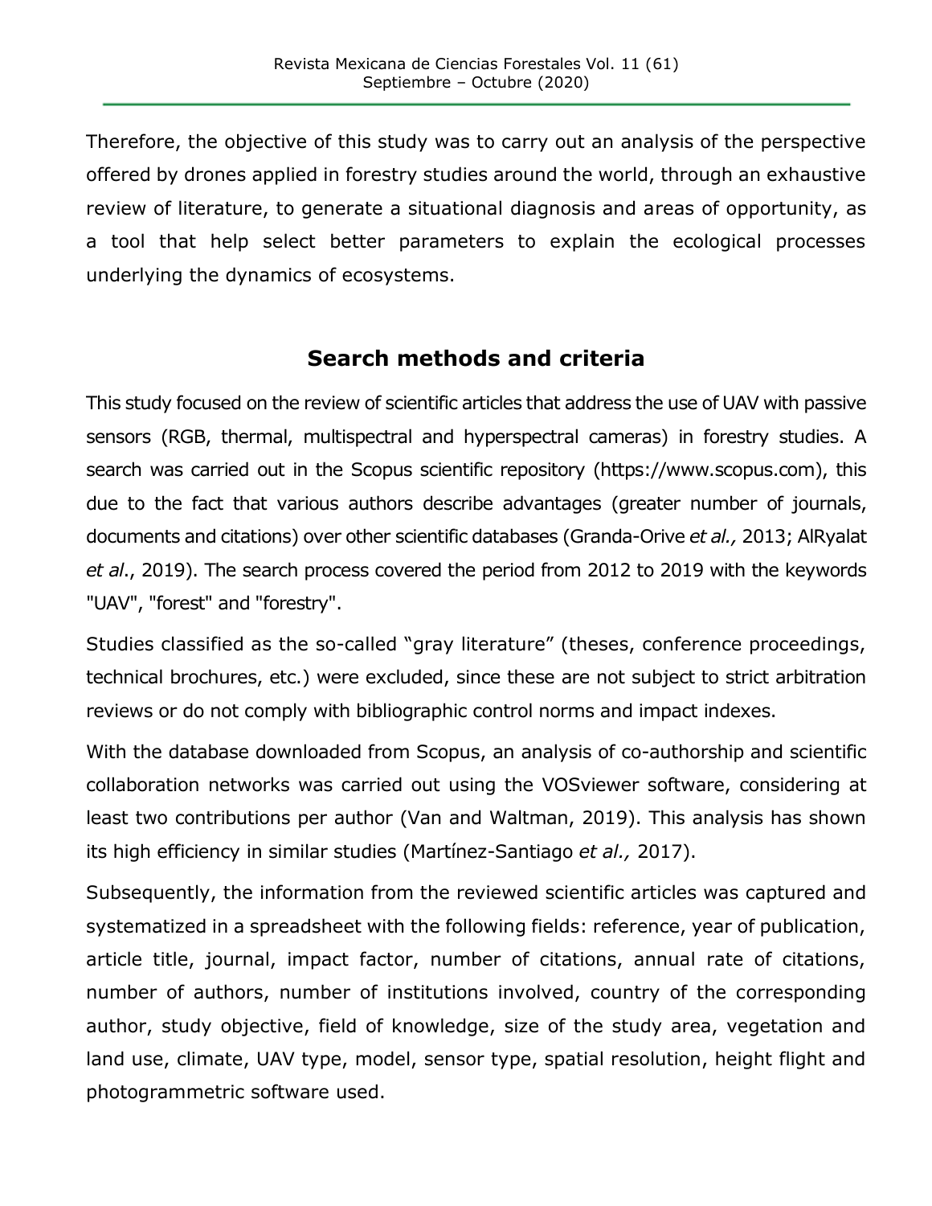Therefore, the objective of this study was to carry out an analysis of the perspective offered by drones applied in forestry studies around the world, through an exhaustive review of literature, to generate a situational diagnosis and areas of opportunity, as a tool that help select better parameters to explain the ecological processes underlying the dynamics of ecosystems.

## Search methods and criteria

This study focused on the review of scientific articles that address the use of UAV with passive sensors (RGB, thermal, multispectral and hyperspectral cameras) in forestry studies. A search was carried out in the Scopus scientific repository (https://www.scopus.com), this due to the fact that various authors describe advantages (greater number of journals, documents and citations) over other scientific databases (Granda-Orive *et al.,* 2013; AlRyalat *et al*., 2019). The search process covered the period from 2012 to 2019 with the keywords "UAV", "forest" and "forestry".

Studies classified as the so-called "gray literature" (theses, conference proceedings, technical brochures, etc.) were excluded, since these are not subject to strict arbitration reviews or do not comply with bibliographic control norms and impact indexes.

With the database downloaded from Scopus, an analysis of co-authorship and scientific collaboration networks was carried out using the VOSviewer software, considering at least two contributions per author (Van and Waltman, 2019). This analysis has shown its high efficiency in similar studies (Martínez-Santiago *et al.,* 2017).

Subsequently, the information from the reviewed scientific articles was captured and systematized in a spreadsheet with the following fields: reference, year of publication, article title, journal, impact factor, number of citations, annual rate of citations, number of authors, number of institutions involved, country of the corresponding author, study objective, field of knowledge, size of the study area, vegetation and land use, climate, UAV type, model, sensor type, spatial resolution, height flight and photogrammetric software used.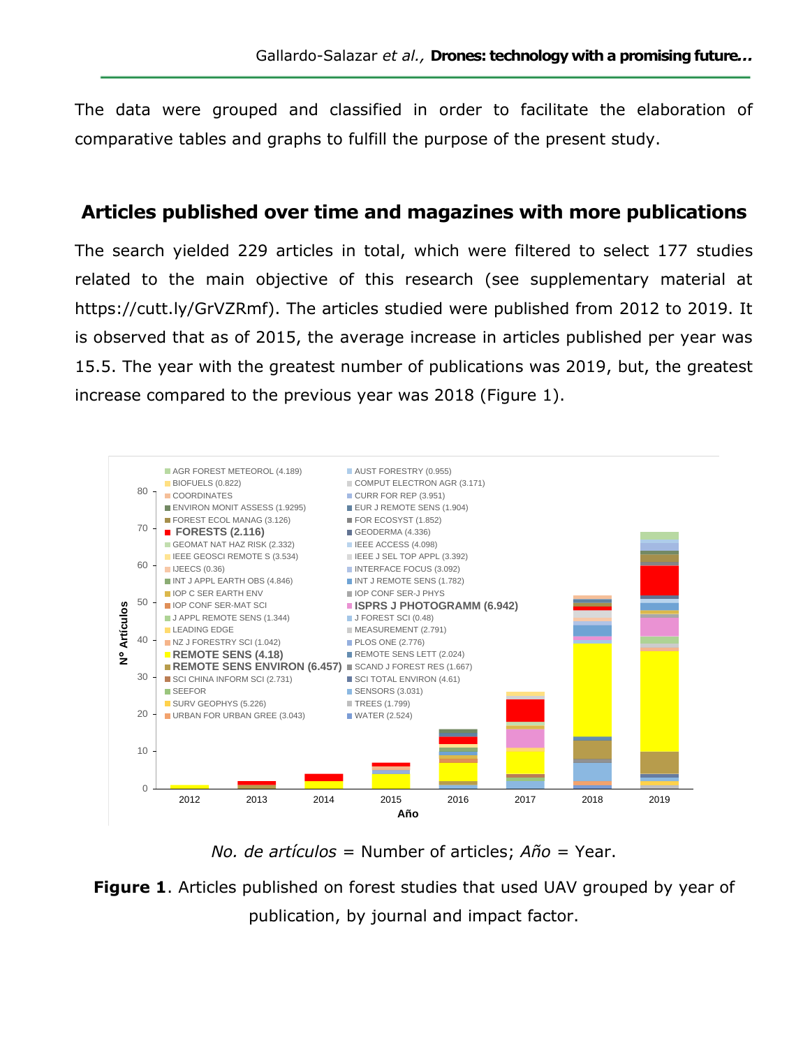The data were grouped and classified in order to facilitate the elaboration of comparative tables and graphs to fulfill the purpose of the present study.

## Articles published over time and magazines with more publications

The search yielded 229 articles in total, which were filtered to select 177 studies related to the main objective of this research (see supplementary material at https://cutt.ly/GrVZRmf). The articles studied were published from 2012 to 2019. It is observed that as of 2015, the average increase in articles published per year was 15.5. The year with the greatest number of publications was 2019, but, the greatest increase compared to the previous year was 2018 (Figure 1).

*No. de artículos* = Number of articles; *Año* = Year.

**Figure 1**. Articles published on forest studies that used UAV grouped by year of publication, by journal and impact factor.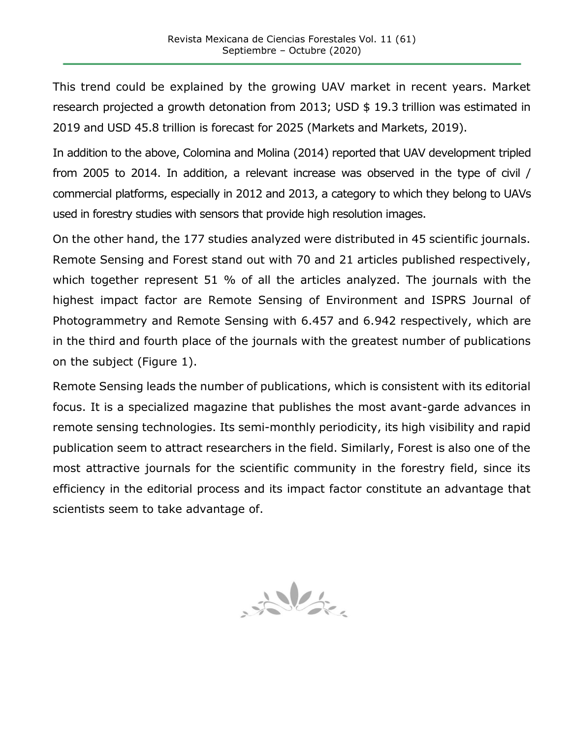This trend could be explained by the growing UAV market in recent years. Market research projected a growth detonation from 2013; USD $ 19.3 trillion was estimated in 2019 and USD 45.8 trillion is forecast for 2025 (Markets and Markets, 2019).

In addition to the above, Colomina and Molina (2014) reported that UAV development tripled from 2005 to 2014. In addition, a relevant increase was observed in the type of civil / commercial platforms, especially in 2012 and 2013, a category to which they belong to UAVs used in forestry studies with sensors that provide high resolution images.

On the other hand, the 177 studies analyzed were distributed in 45 scientific journals. Remote Sensing and Forest stand out with 70 and 21 articles published respectively, which together represent 51 % of all the articles analyzed. The journals with the highest impact factor are Remote Sensing of Environment and ISPRS Journal of Photogrammetry and Remote Sensing with 6.457 and 6.942 respectively, which are in the third and fourth place of the journals with the greatest number of publications on the subject (Figure 1).

Remote Sensing leads the number of publications, which is consistent with its editorial focus. It is a specialized magazine that publishes the most avant-garde advances in remote sensing technologies. Its semi-monthly periodicity, its high visibility and rapid publication seem to attract researchers in the field. Similarly, Forest is also one of the most attractive journals for the scientific community in the forestry field, since its efficiency in the editorial process and its impact factor constitute an advantage that scientists seem to take advantage of.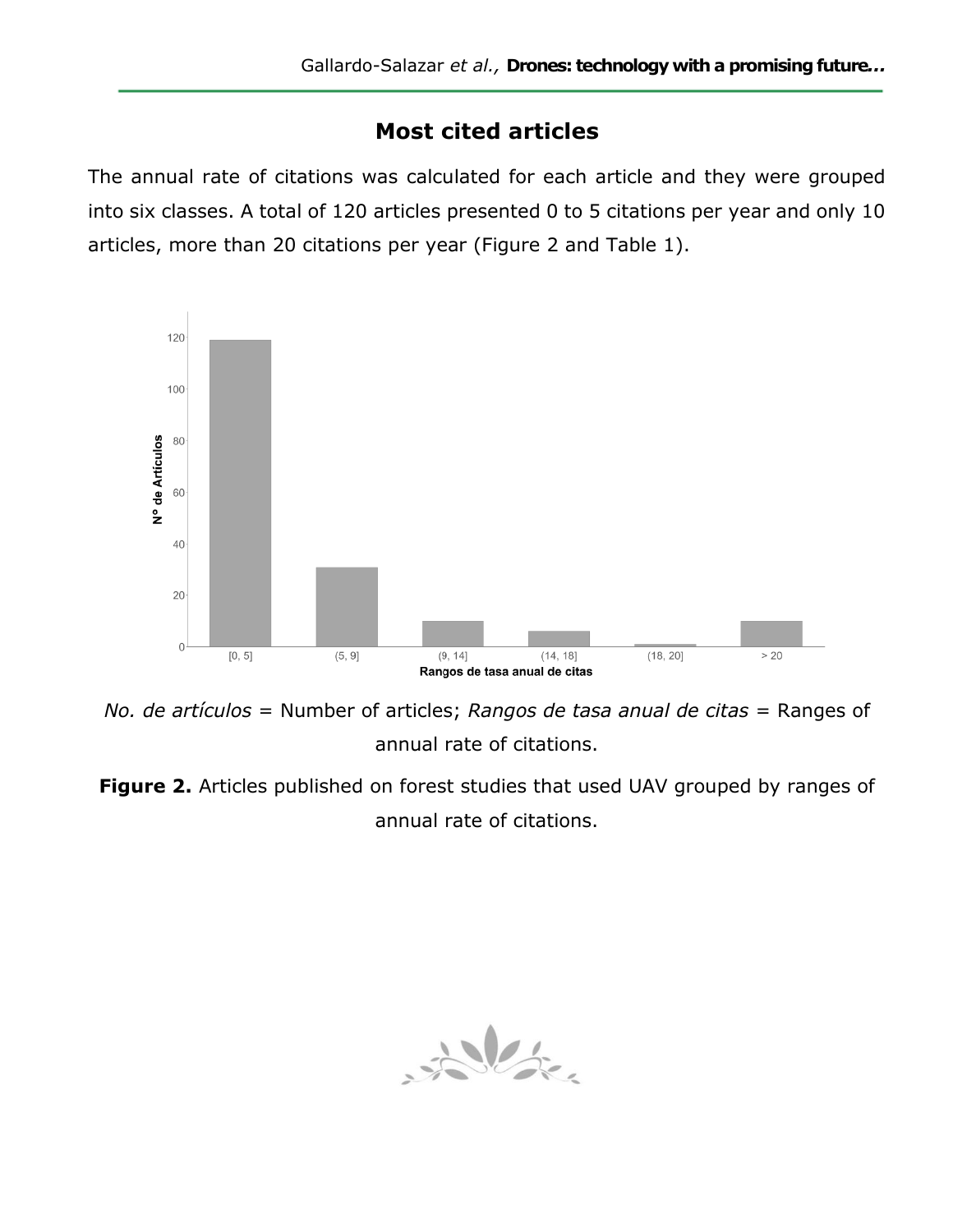## Most cited articles

The annual rate of citations was calculated for each article and they were grouped into six classes. A total of 120 articles presented 0 to 5 citations per year and only 10 articles, more than 20 citations per year (Figure 2 and Table 1).

*No. de artículos* = Number of articles; *Rangos de tasa anual de citas* = Ranges of annual rate of citations.

**Figure 2.** Articles published on forest studies that used UAV grouped by ranges of annual rate of citations.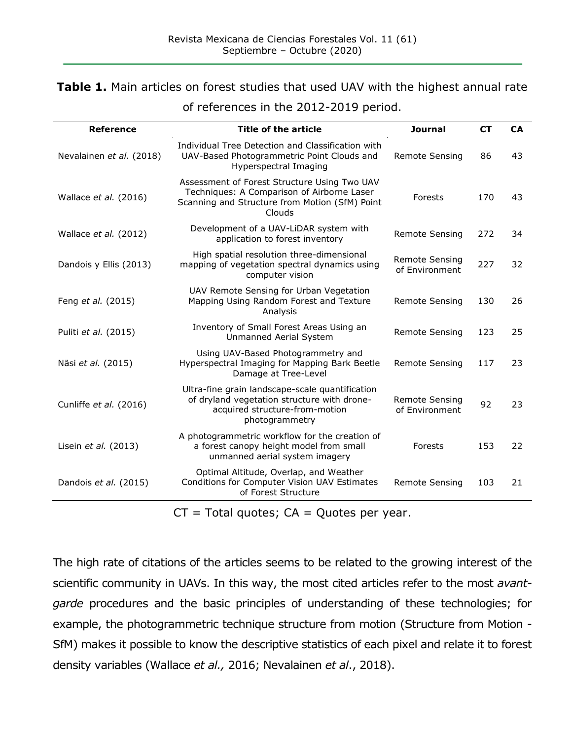**Table 1.** Main articles on forest studies that used UAV with the highest annual rate of references in the 2012-2019 period.

| Reference | Title of the article | Journal | CT | CA |
|---|---|---|---|---|
| Nevalainen *et al.* (2018) | Individual Tree Detection and Classification with UAV-Based Photogrammetric Point Clouds and Hyperspectral Imaging | Remote Sensing | 86 | 43 |
| Wallace *et al.* (2016) | Assessment of Forest Structure Using Two UAV Techniques: A Comparison of Airborne Laser Scanning and Structure from Motion (SfM) Point Clouds | Forests | 170 | 43 |
| Wallace *et al.* (2012) | Development of a UAV-LiDAR system with application to forest inventory | Remote Sensing | 272 | 34 |
| Dandois y Ellis (2013) | High spatial resolution three-dimensional mapping of vegetation spectral dynamics using computer vision | Remote Sensing of Environment | 227 | 32 |
| Feng *et al.* (2015) | UAV Remote Sensing for Urban Vegetation Mapping Using Random Forest and Texture Analysis | Remote Sensing | 130 | 26 |
| Puliti *et al.* (2015) | Inventory of Small Forest Areas Using an Unmanned Aerial System | Remote Sensing | 123 | 25 |
| Näsi *et al.* (2015) | Using UAV-Based Photogrammetry and Hyperspectral Imaging for Mapping Bark Beetle Damage at Tree-Level | Remote Sensing | 117 | 23 |
| Cunliffe *et al.* (2016) | Ultra-fine grain landscape-scale quantification of dryland vegetation structure with drone-acquired structure-from-motion photogrammetry | Remote Sensing of Environment | 92 | 23 |
| Lisein *et al.* (2013) | A photogrammetric workflow for the creation of a forest canopy height model from small unmanned aerial system imagery | Forests | 153 | 22 |
| Dandois *et al.* (2015) | Optimal Altitude, Overlap, and Weather Conditions for Computer Vision UAV Estimates of Forest Structure | Remote Sensing | 103 | 21 |

CT = Total quotes; CA = Quotes per year.

The high rate of citations of the articles seems to be related to the growing interest of the scientific community in UAVs. In this way, the most cited articles refer to the most *avant-garde* procedures and the basic principles of understanding of these technologies; for example, the photogrammetric technique structure from motion (Structure from Motion - SfM) makes it possible to know the descriptive statistics of each pixel and relate it to forest density variables (Wallace *et al.,* 2016; Nevalainen *et al*., 2018).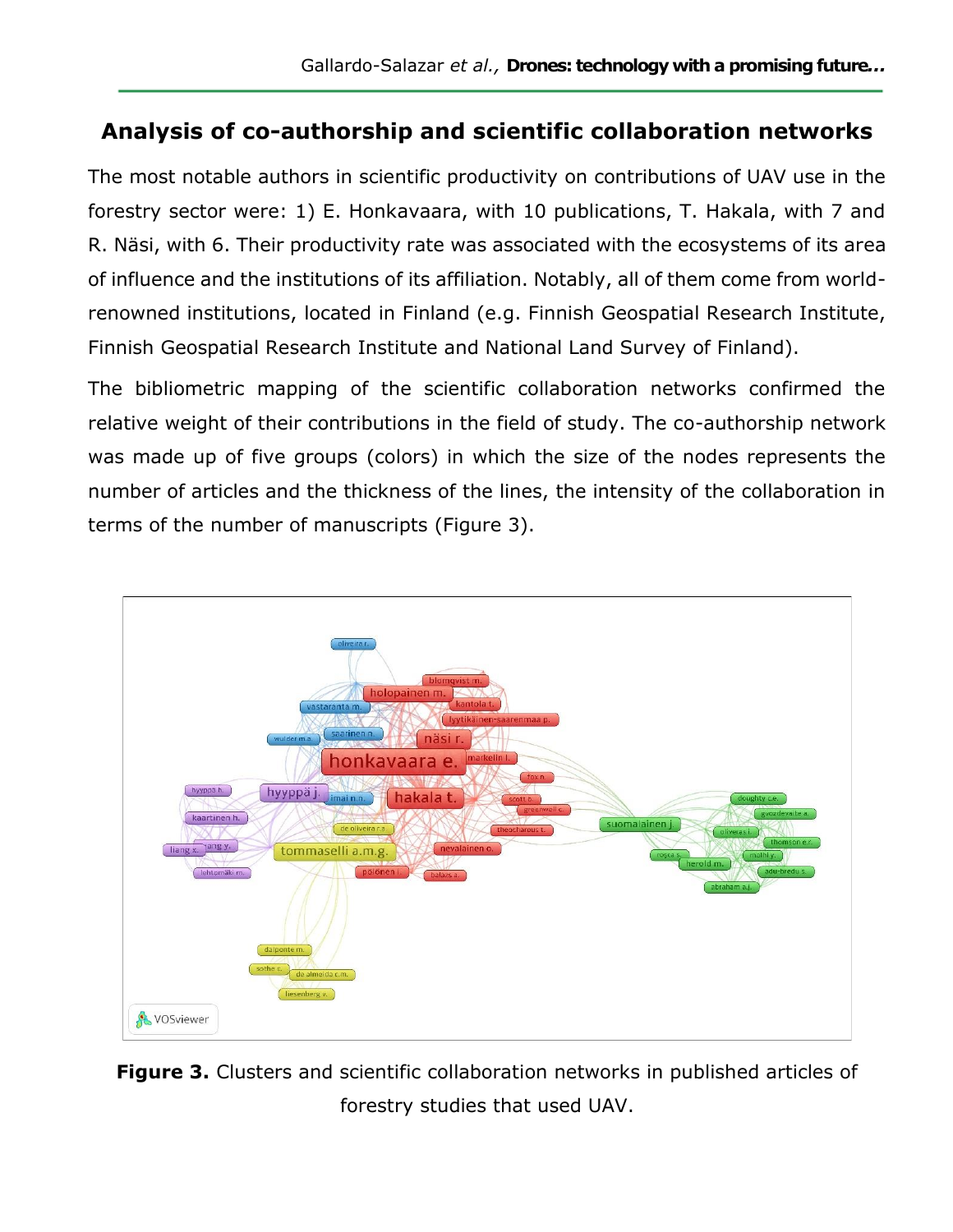## Analysis of co-authorship and scientific collaboration networks

The most notable authors in scientific productivity on contributions of UAV use in the forestry sector were: 1) E. Honkavaara, with 10 publications, T. Hakala, with 7 and R. Näsi, with 6. Their productivity rate was associated with the ecosystems of its area of influence and the institutions of its affiliation. Notably, all of them come from world-renowned institutions, located in Finland (e.g. Finnish Geospatial Research Institute, Finnish Geospatial Research Institute and National Land Survey of Finland).

The bibliometric mapping of the scientific collaboration networks confirmed the relative weight of their contributions in the field of study. The co-authorship network was made up of five groups (colors) in which the size of the nodes represents the number of articles and the thickness of the lines, the intensity of the collaboration in terms of the number of manuscripts (Figure 3).

**Figure 3.** Clusters and scientific collaboration networks in published articles of forestry studies that used UAV.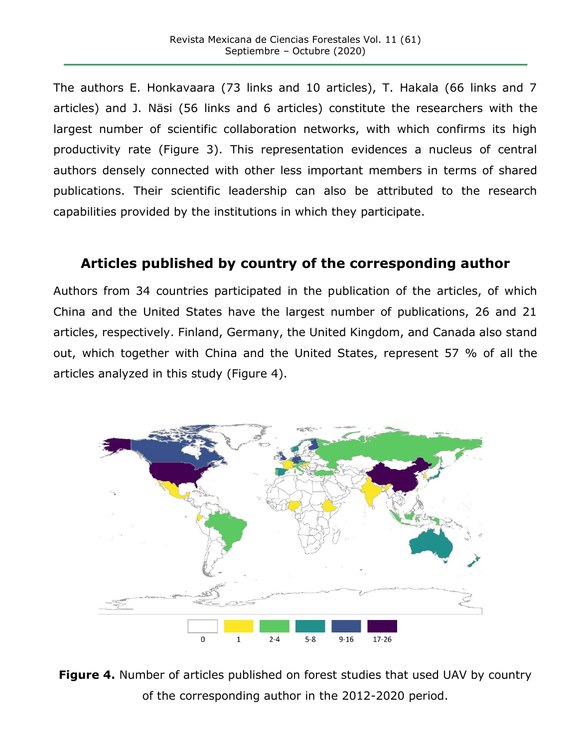The authors E. Honkavaara (73 links and 10 articles), T. Hakala (66 links and 7 articles) and J. Näsi (56 links and 6 articles) constitute the researchers with the largest number of scientific collaboration networks, with which confirms its high productivity rate (Figure 3). This representation evidences a nucleus of central authors densely connected with other less important members in terms of shared publications. Their scientific leadership can also be attributed to the research capabilities provided by the institutions in which they participate.

## Articles published by country of the corresponding author

Authors from 34 countries participated in the publication of the articles, of which China and the United States have the largest number of publications, 26 and 21 articles, respectively. Finland, Germany, the United Kingdom, and Canada also stand out, which together with China and the United States, represent 57 % of all the articles analyzed in this study (Figure 4).

**Figure 4.** Number of articles published on forest studies that used UAV by country of the corresponding author in the 2012-2020 period.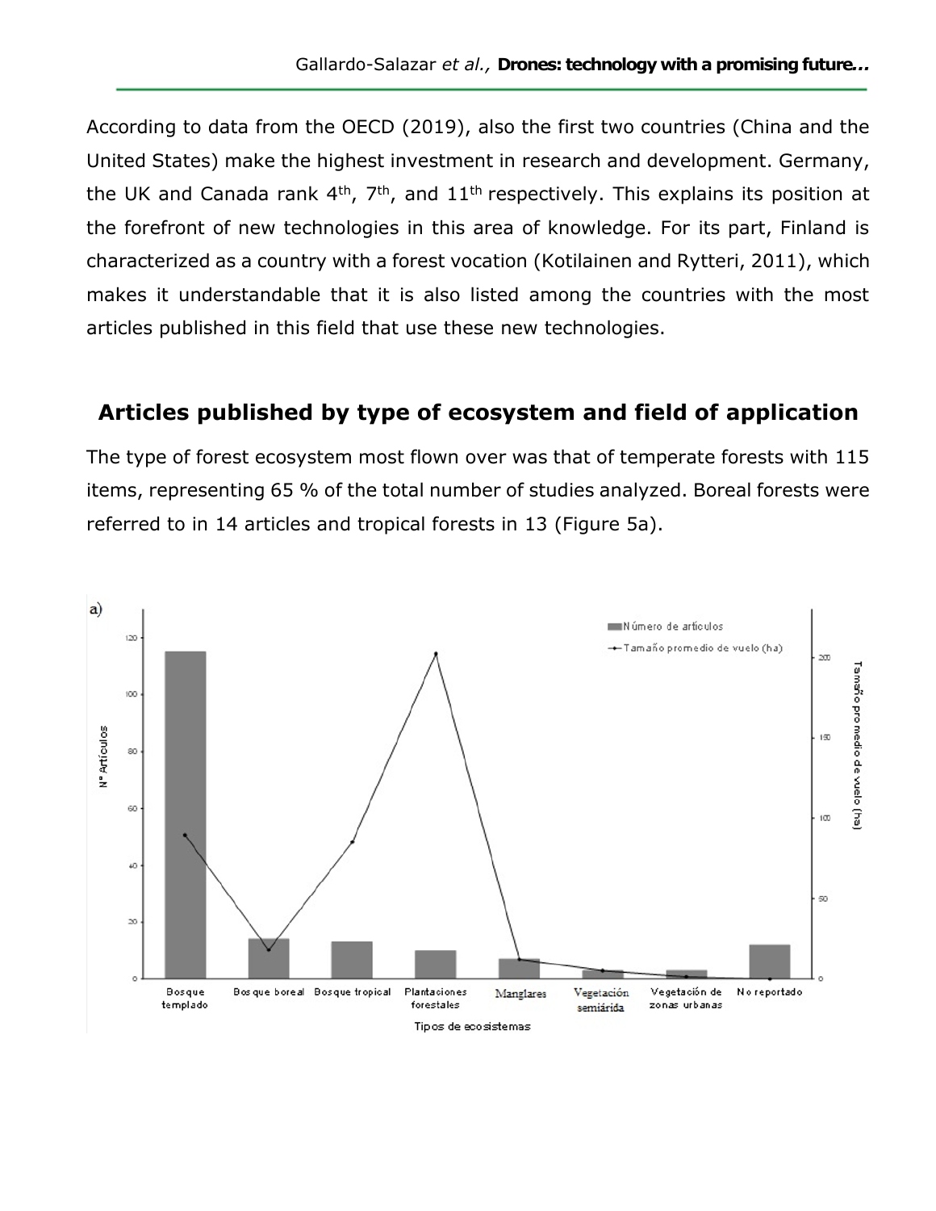According to data from the OECD (2019), also the first two countries (China and the United States) make the highest investment in research and development. Germany, the UK and Canada rank 4th, 7th, and 11th respectively. This explains its position at the forefront of new technologies in this area of knowledge. For its part, Finland is characterized as a country with a forest vocation (Kotilainen and Rytteri, 2011), which makes it understandable that it is also listed among the countries with the most articles published in this field that use these new technologies.

## Articles published by type of ecosystem and field of application

The type of forest ecosystem most flown over was that of temperate forests with 115 items, representing 65 % of the total number of studies analyzed. Boreal forests were referred to in 14 articles and tropical forests in 13 (Figure 5a).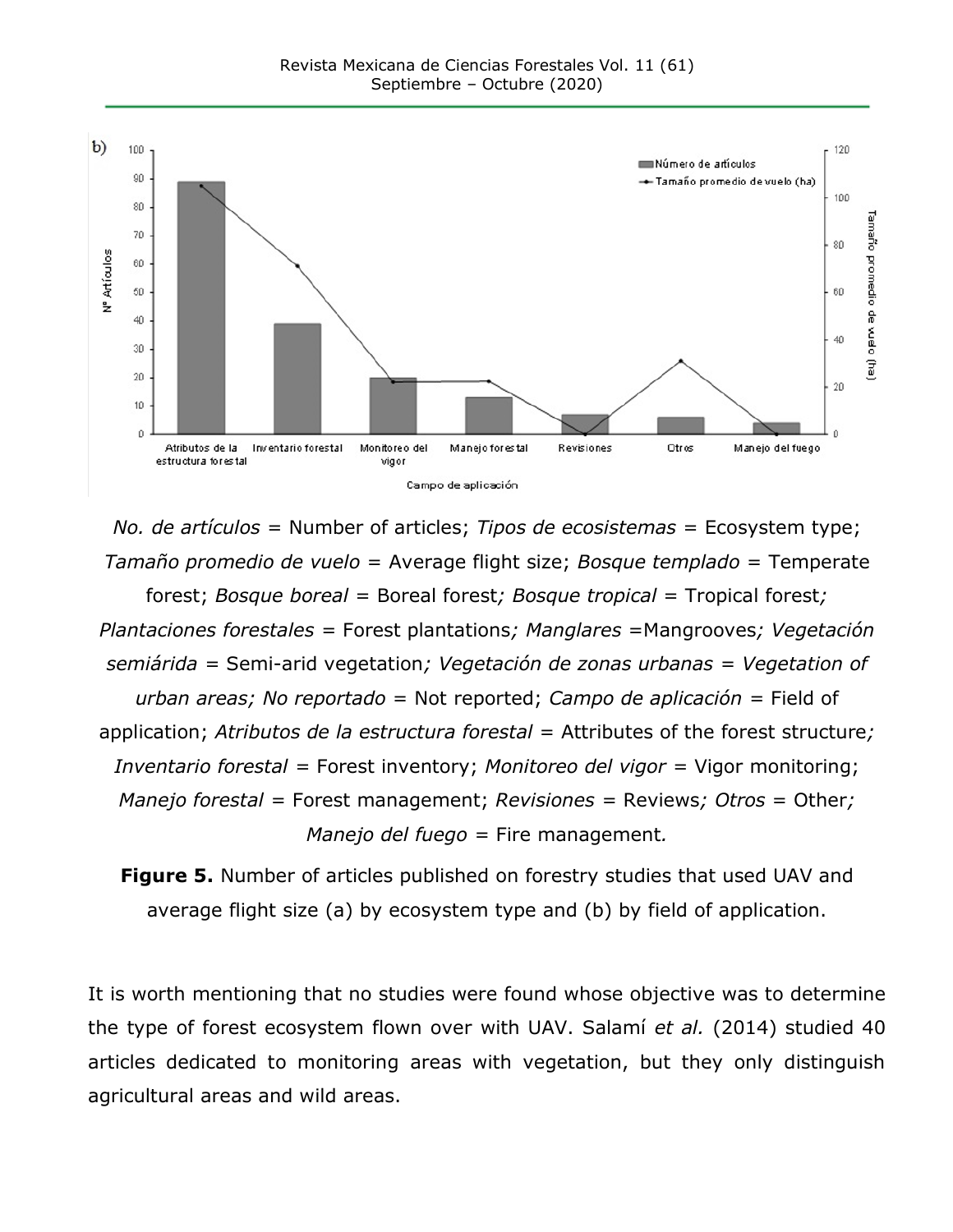*No. de artículos* = Number of articles; *Tipos de ecosistemas* = Ecosystem type; *Tamaño promedio de vuelo* = Average flight size; *Bosque templado* = Temperate forest; *Bosque boreal* = Boreal forest*; Bosque tropical* = Tropical forest*; Plantaciones forestales* = Forest plantations*; Manglares* =Mangrooves*; Vegetación semiárida* = Semi-arid vegetation*; Vegetación de zonas urbanas = Vegetation of urban areas; No reportado* = Not reported; *Campo de aplicación* = Field of application; *Atributos de la estructura forestal* = Attributes of the forest structure*; Inventario forestal* = Forest inventory; *Monitoreo del vigor* = Vigor monitoring; *Manejo forestal* = Forest management; *Revisiones* = Reviews*; Otros* = Other*; Manejo del fuego* = Fire management*.*

**Figure 5.** Number of articles published on forestry studies that used UAV and average flight size (a) by ecosystem type and (b) by field of application.

It is worth mentioning that no studies were found whose objective was to determine the type of forest ecosystem flown over with UAV. Salamí *et al.* (2014) studied 40 articles dedicated to monitoring areas with vegetation, but they only distinguish agricultural areas and wild areas.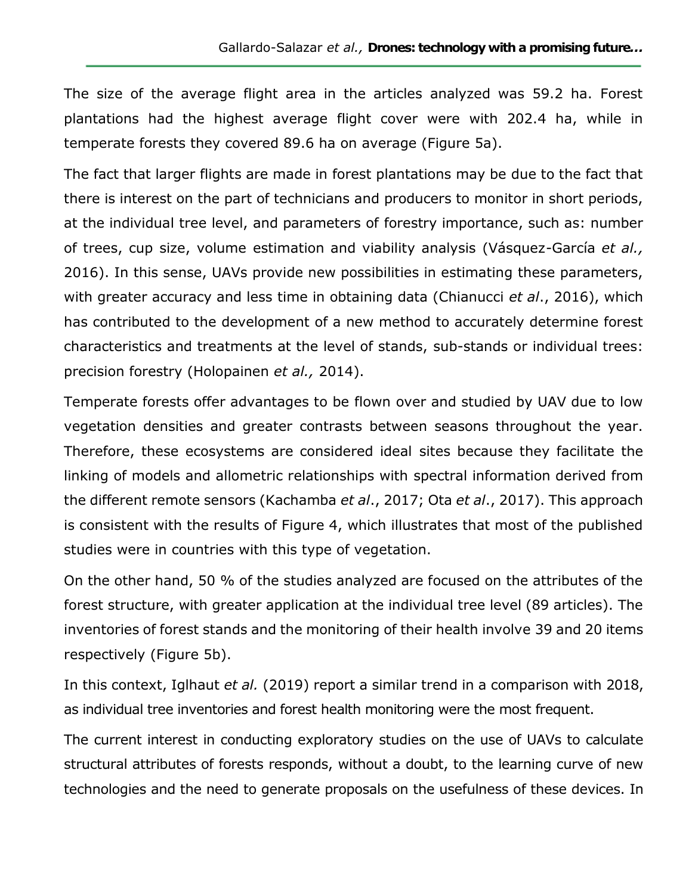The size of the average flight area in the articles analyzed was 59.2 ha. Forest plantations had the highest average flight cover were with 202.4 ha, while in temperate forests they covered 89.6 ha on average (Figure 5a).

The fact that larger flights are made in forest plantations may be due to the fact that there is interest on the part of technicians and producers to monitor in short periods, at the individual tree level, and parameters of forestry importance, such as: number of trees, cup size, volume estimation and viability analysis (Vásquez-García *et al.,* 2016). In this sense, UAVs provide new possibilities in estimating these parameters, with greater accuracy and less time in obtaining data (Chianucci *et al*., 2016), which has contributed to the development of a new method to accurately determine forest characteristics and treatments at the level of stands, sub-stands or individual trees: precision forestry (Holopainen *et al.,* 2014).

Temperate forests offer advantages to be flown over and studied by UAV due to low vegetation densities and greater contrasts between seasons throughout the year. Therefore, these ecosystems are considered ideal sites because they facilitate the linking of models and allometric relationships with spectral information derived from the different remote sensors (Kachamba *et al*., 2017; Ota *et al*., 2017). This approach is consistent with the results of Figure 4, which illustrates that most of the published studies were in countries with this type of vegetation.

On the other hand, 50 % of the studies analyzed are focused on the attributes of the forest structure, with greater application at the individual tree level (89 articles). The inventories of forest stands and the monitoring of their health involve 39 and 20 items respectively (Figure 5b).

In this context, Iglhaut *et al.* (2019) report a similar trend in a comparison with 2018, as individual tree inventories and forest health monitoring were the most frequent.

The current interest in conducting exploratory studies on the use of UAVs to calculate structural attributes of forests responds, without a doubt, to the learning curve of new technologies and the need to generate proposals on the usefulness of these devices. In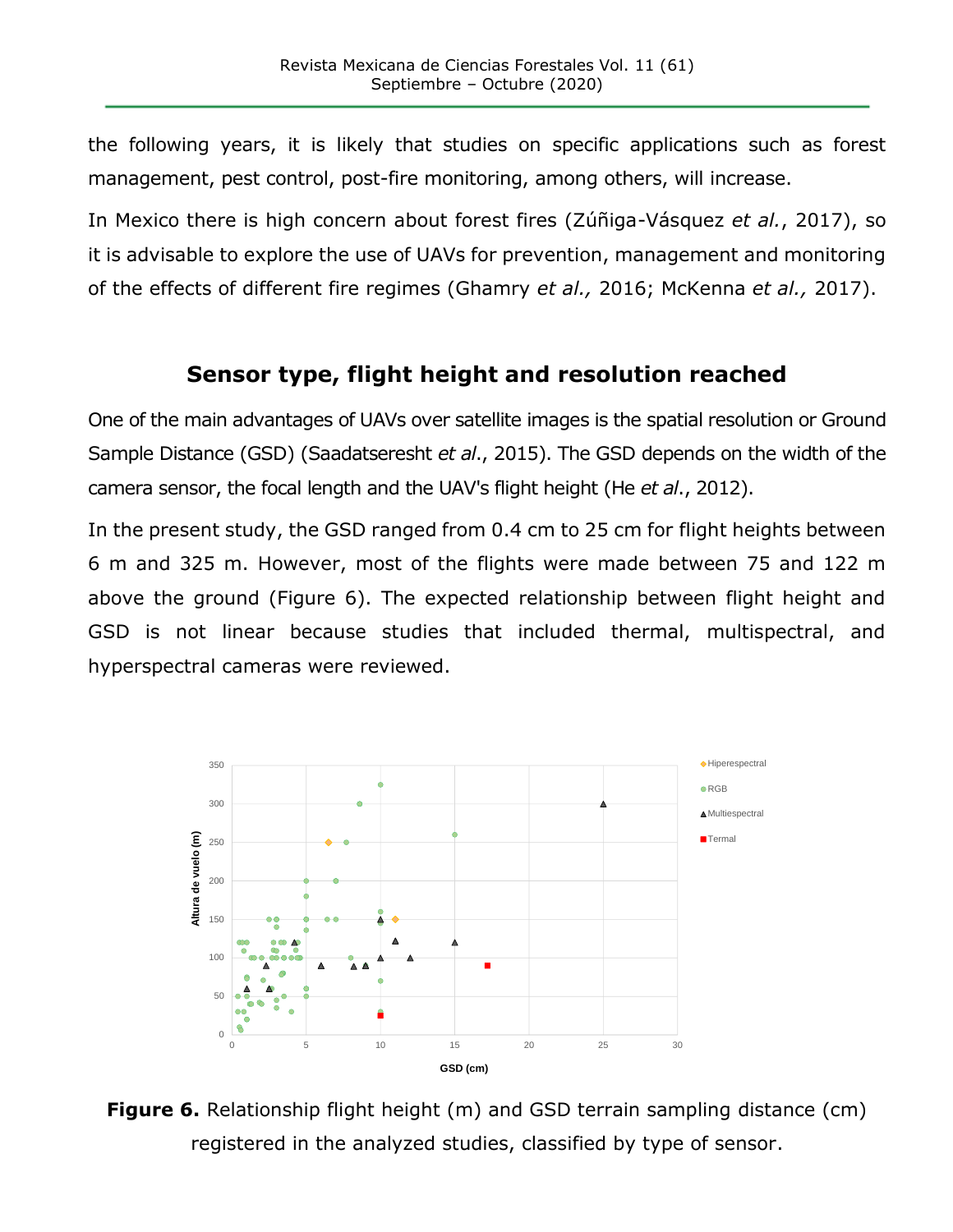the following years, it is likely that studies on specific applications such as forest management, pest control, post-fire monitoring, among others, will increase.

In Mexico there is high concern about forest fires (Zúñiga-Vásquez *et al.*, 2017), so it is advisable to explore the use of UAVs for prevention, management and monitoring of the effects of different fire regimes (Ghamry *et al.,* 2016; McKenna *et al.,* 2017).

## Sensor type, flight height and resolution reached

One of the main advantages of UAVs over satellite images is the spatial resolution or Ground Sample Distance (GSD) (Saadatseresht *et al*., 2015). The GSD depends on the width of the camera sensor, the focal length and the UAV's flight height (He *et al*., 2012).

In the present study, the GSD ranged from 0.4 cm to 25 cm for flight heights between 6 m and 325 m. However, most of the flights were made between 75 and 122 m above the ground (Figure 6). The expected relationship between flight height and GSD is not linear because studies that included thermal, multispectral, and hyperspectral cameras were reviewed.

**Figure 6.** Relationship flight height (m) and GSD terrain sampling distance (cm) registered in the analyzed studies, classified by type of sensor.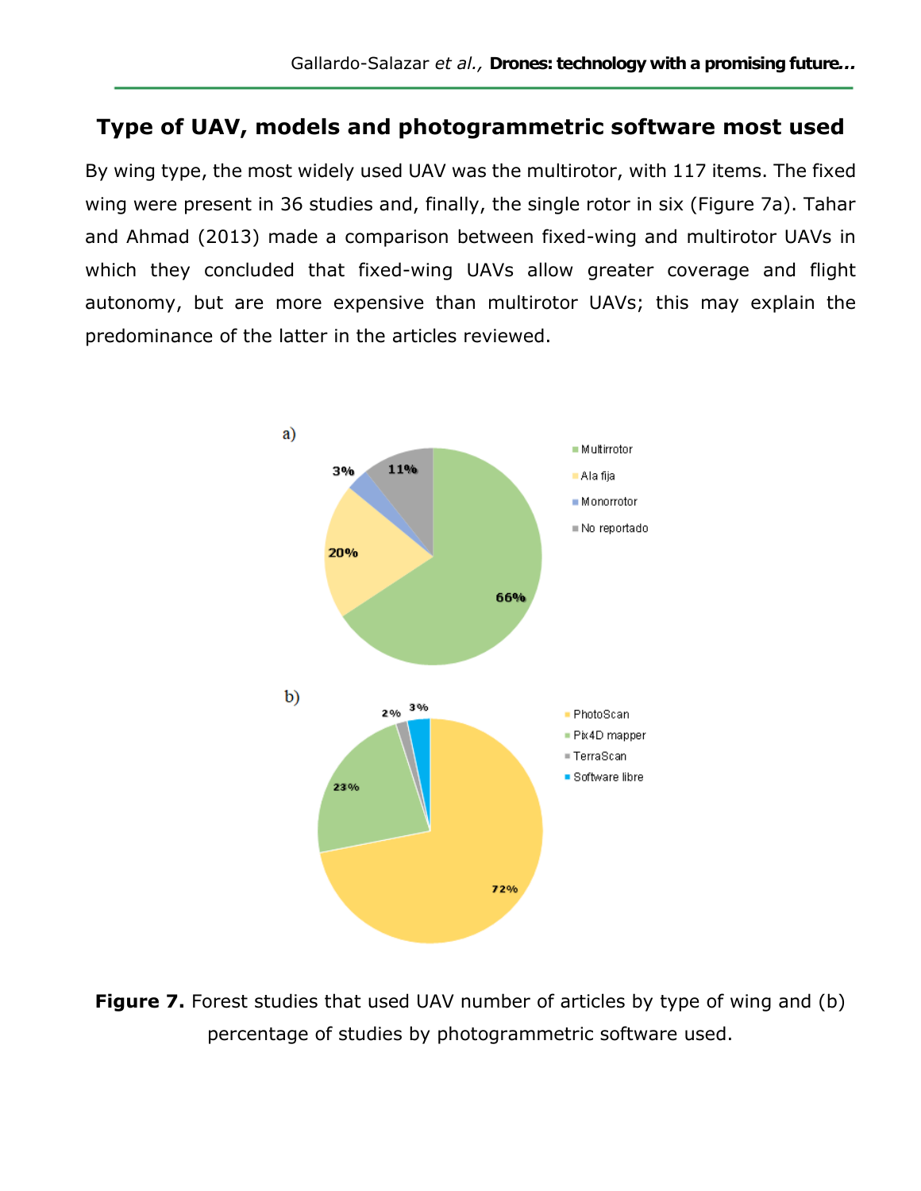## Type of UAV, models and photogrammetric software most used

By wing type, the most widely used UAV was the multirotor, with 117 items. The fixed wing were present in 36 studies and, finally, the single rotor in six (Figure 7a). Tahar and Ahmad (2013) made a comparison between fixed-wing and multirotor UAVs in which they concluded that fixed-wing UAVs allow greater coverage and flight autonomy, but are more expensive than multirotor UAVs; this may explain the predominance of the latter in the articles reviewed.

a)

| Category | Percentage |
|---|---|
| Multirrotor | 66% |
| Ala fija | 20% |
| Monorrotor | 3% |
| No reportado | 11% |

b)

| Category | Percentage |
|---|---|
| PhotoScan | 72% |
| Pix4D mapper | 23% |
| TerraScan | 2% |
| Software libre | 3% |

**Figure 7.** Forest studies that used UAV number of articles by type of wing and (b) percentage of studies by photogrammetric software used.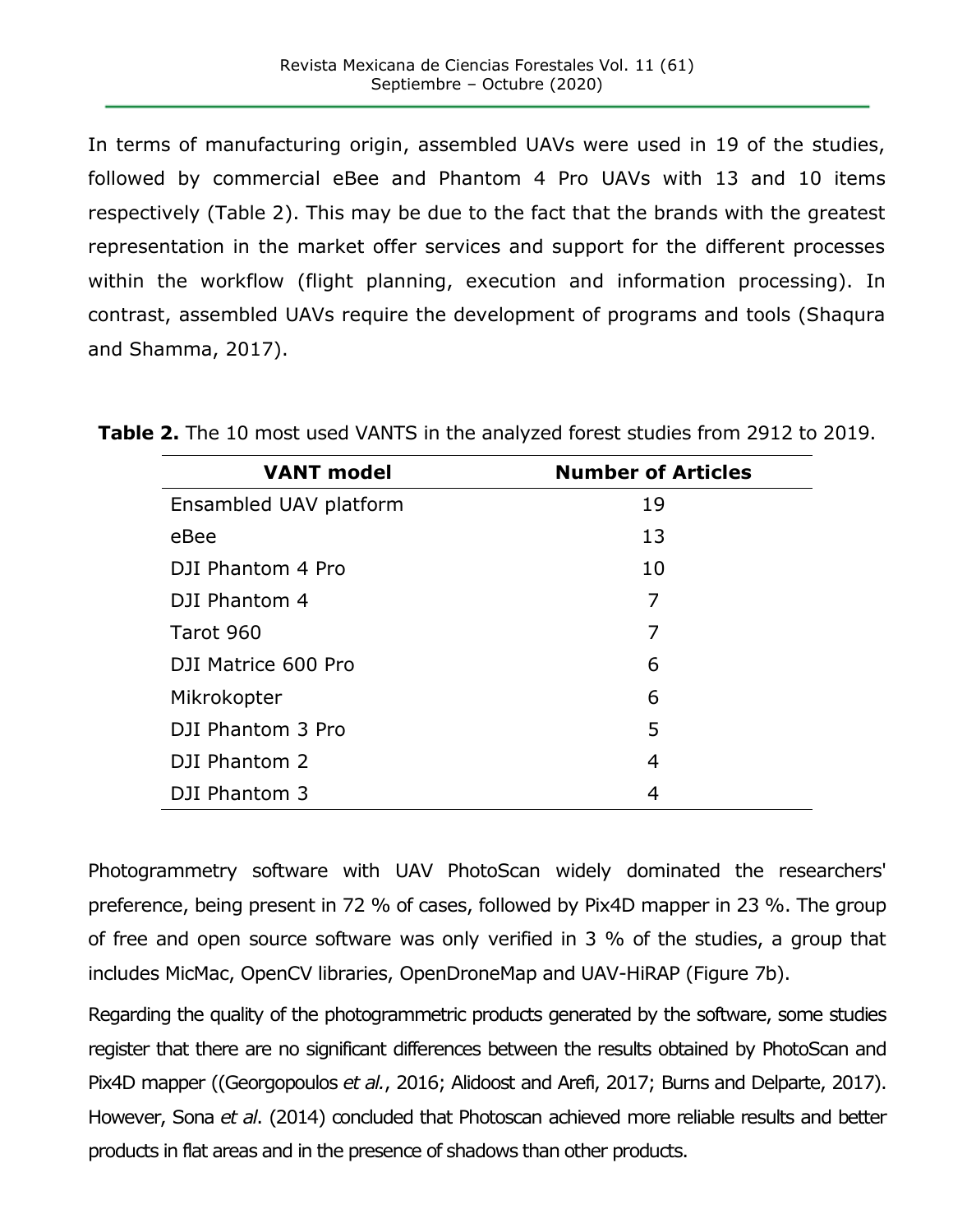In terms of manufacturing origin, assembled UAVs were used in 19 of the studies, followed by commercial eBee and Phantom 4 Pro UAVs with 13 and 10 items respectively (Table 2). This may be due to the fact that the brands with the greatest representation in the market offer services and support for the different processes within the workflow (flight planning, execution and information processing). In contrast, assembled UAVs require the development of programs and tools (Shaqura and Shamma, 2017).

**Table 2.** The 10 most used VANTS in the analyzed forest studies from 2912 to 2019.

| VANT model | Number of Articles |
|---|---|
| Ensambled UAV platform | 19 |
| eBee | 13 |
| DJI Phantom 4 Pro | 10 |
| DJI Phantom 4 | 7 |
| Tarot 960 | 7 |
| DJI Matrice 600 Pro | 6 |
| Mikrokopter | 6 |
| DJI Phantom 3 Pro | 5 |
| DJI Phantom 2 | 4 |
| DJI Phantom 3 | 4 |

Photogrammetry software with UAV PhotoScan widely dominated the researchers' preference, being present in 72 % of cases, followed by Pix4D mapper in 23 %. The group of free and open source software was only verified in 3 % of the studies, a group that includes MicMac, OpenCV libraries, OpenDroneMap and UAV-HiRAP (Figure 7b).

Regarding the quality of the photogrammetric products generated by the software, some studies register that there are no significant differences between the results obtained by PhotoScan and Pix4D mapper ((Georgopoulos *et al.*, 2016; Alidoost and Arefi, 2017; Burns and Delparte, 2017). However, Sona *et al*. (2014) concluded that Photoscan achieved more reliable results and better products in flat areas and in the presence of shadows than other products.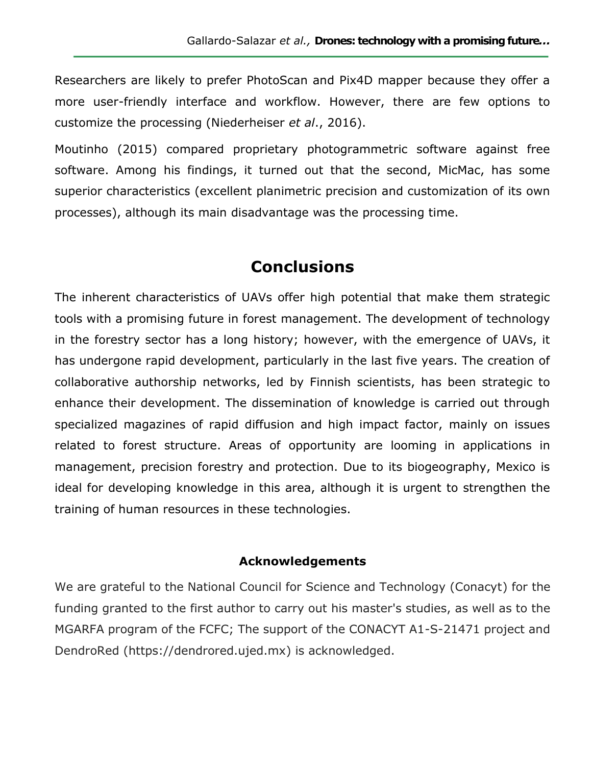Researchers are likely to prefer PhotoScan and Pix4D mapper because they offer a more user-friendly interface and workflow. However, there are few options to customize the processing (Niederheiser *et al*., 2016).

Moutinho (2015) compared proprietary photogrammetric software against free software. Among his findings, it turned out that the second, MicMac, has some superior characteristics (excellent planimetric precision and customization of its own processes), although its main disadvantage was the processing time.

## Conclusions

The inherent characteristics of UAVs offer high potential that make them strategic tools with a promising future in forest management. The development of technology in the forestry sector has a long history; however, with the emergence of UAVs, it has undergone rapid development, particularly in the last five years. The creation of collaborative authorship networks, led by Finnish scientists, has been strategic to enhance their development. The dissemination of knowledge is carried out through specialized magazines of rapid diffusion and high impact factor, mainly on issues related to forest structure. Areas of opportunity are looming in applications in management, precision forestry and protection. Due to its biogeography, Mexico is ideal for developing knowledge in this area, although it is urgent to strengthen the training of human resources in these technologies.

### Acknowledgements

We are grateful to the National Council for Science and Technology (Conacyt) for the funding granted to the first author to carry out his master's studies, as well as to the MGARFA program of the FCFC; The support of the CONACYT A1-S-21471 project and DendroRed (https://dendrored.ujed.mx) is acknowledged.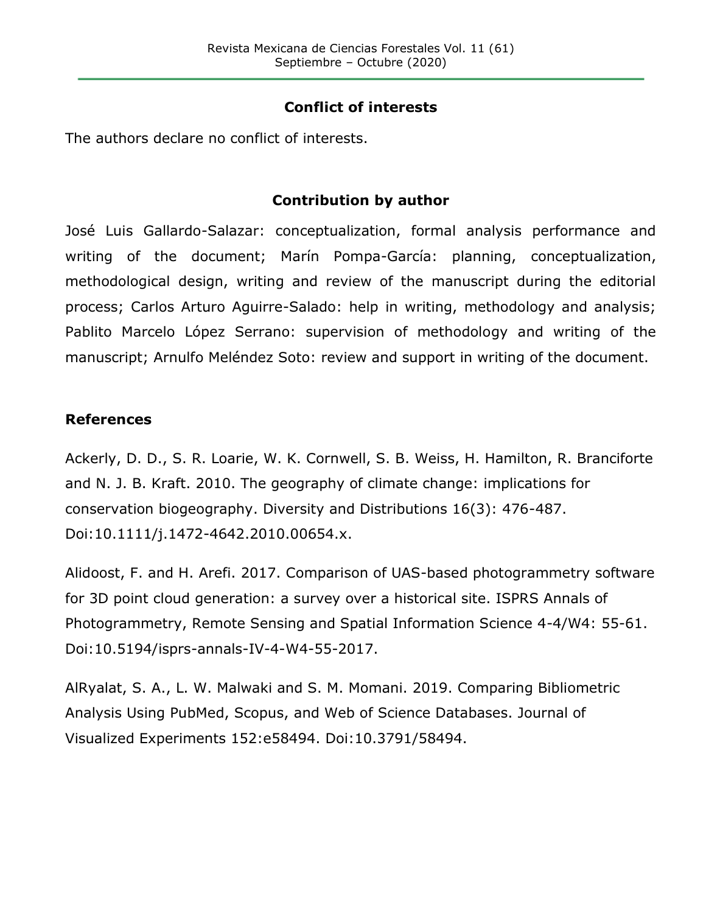## Conflict of interests

The authors declare no conflict of interests.

## Contribution by author

José Luis Gallardo-Salazar: conceptualization, formal analysis performance and writing of the document; Marín Pompa-García: planning, conceptualization, methodological design, writing and review of the manuscript during the editorial process; Carlos Arturo Aguirre-Salado: help in writing, methodology and analysis; Pablito Marcelo López Serrano: supervision of methodology and writing of the manuscript; Arnulfo Meléndez Soto: review and support in writing of the document.

## References

Ackerly, D. D., S. R. Loarie, W. K. Cornwell, S. B. Weiss, H. Hamilton, R. Branciforte and N. J. B. Kraft. 2010. The geography of climate change: implications for conservation biogeography. Diversity and Distributions 16(3): 476-487. Doi:10.1111/j.1472-4642.2010.00654.x.

Alidoost, F. and H. Arefi. 2017. Comparison of UAS-based photogrammetry software for 3D point cloud generation: a survey over a historical site. ISPRS Annals of Photogrammetry, Remote Sensing and Spatial Information Science 4-4/W4: 55-61. Doi:10.5194/isprs-annals-IV-4-W4-55-2017.

AlRyalat, S. A., L. W. Malwaki and S. M. Momani. 2019. Comparing Bibliometric Analysis Using PubMed, Scopus, and Web of Science Databases. Journal of Visualized Experiments 152:e58494. Doi:10.3791/58494.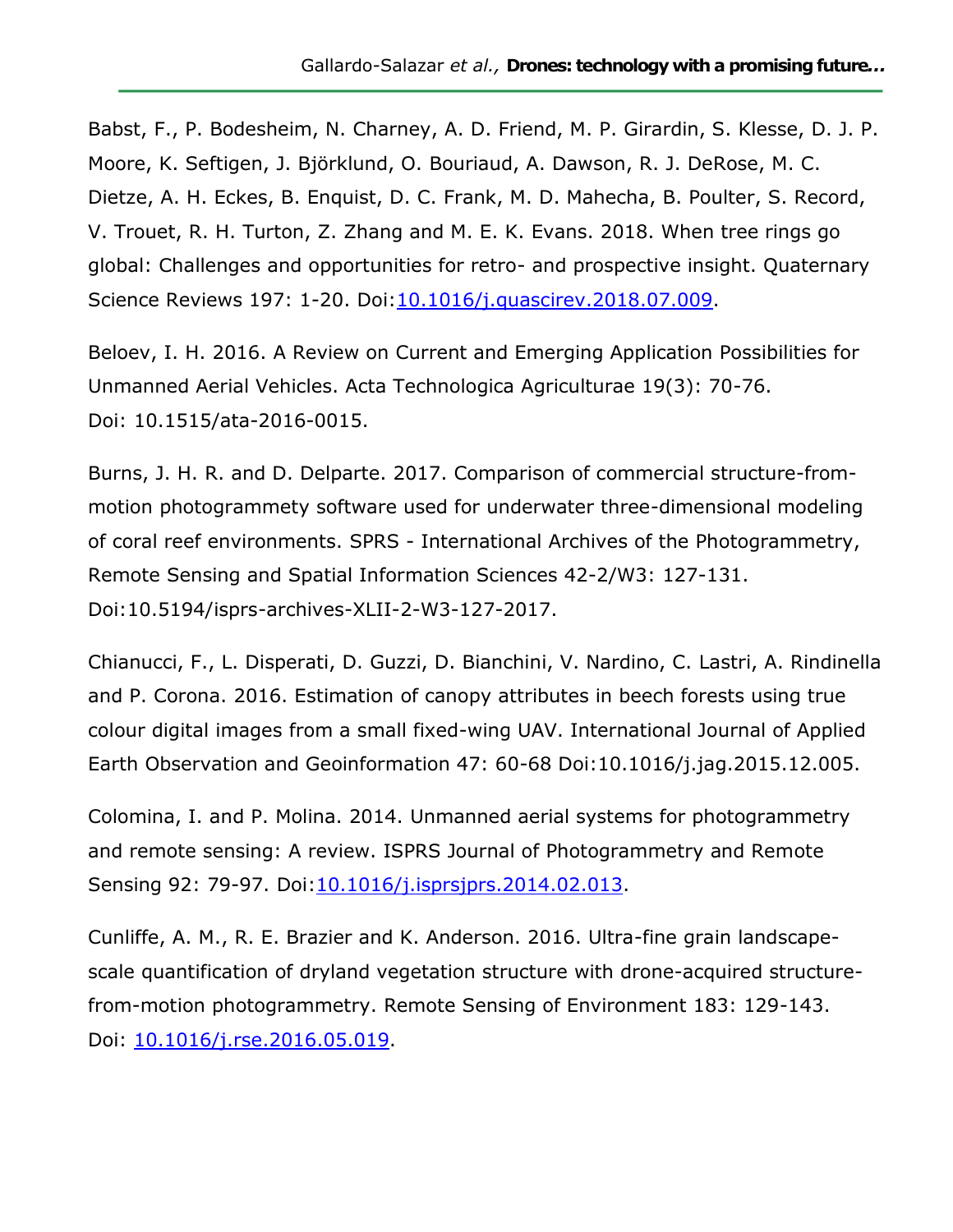Babst, F., P. Bodesheim, N. Charney, A. D. Friend, M. P. Girardin, S. Klesse, D. J. P. Moore, K. Seftigen, J. Björklund, O. Bouriaud, A. Dawson, R. J. DeRose, M. C. Dietze, A. H. Eckes, B. Enquist, D. C. Frank, M. D. Mahecha, B. Poulter, S. Record, V. Trouet, R. H. Turton, Z. Zhang and M. E. K. Evans. 2018. When tree rings go global: Challenges and opportunities for retro- and prospective insight. Quaternary Science Reviews 197: 1-20. Doi:10.1016/j.quascirev.2018.07.009.

Beloev, I. H. 2016. A Review on Current and Emerging Application Possibilities for Unmanned Aerial Vehicles. Acta Technologica Agriculturae 19(3): 70-76. Doi: 10.1515/ata-2016-0015.

Burns, J. H. R. and D. Delparte. 2017. Comparison of commercial structure-from-motion photogrammety software used for underwater three-dimensional modeling of coral reef environments. SPRS - International Archives of the Photogrammetry, Remote Sensing and Spatial Information Sciences 42-2/W3: 127-131. Doi:10.5194/isprs-archives-XLII-2-W3-127-2017.

Chianucci, F., L. Disperati, D. Guzzi, D. Bianchini, V. Nardino, C. Lastri, A. Rindinella and P. Corona. 2016. Estimation of canopy attributes in beech forests using true colour digital images from a small fixed-wing UAV. International Journal of Applied Earth Observation and Geoinformation 47: 60-68 Doi:10.1016/j.jag.2015.12.005.

Colomina, I. and P. Molina. 2014. Unmanned aerial systems for photogrammetry and remote sensing: A review. ISPRS Journal of Photogrammetry and Remote Sensing 92: 79-97. Doi:10.1016/j.isprsjprs.2014.02.013.

Cunliffe, A. M., R. E. Brazier and K. Anderson. 2016. Ultra-fine grain landscape-scale quantification of dryland vegetation structure with drone-acquired structure-from-motion photogrammetry. Remote Sensing of Environment 183: 129-143. Doi: 10.1016/j.rse.2016.05.019.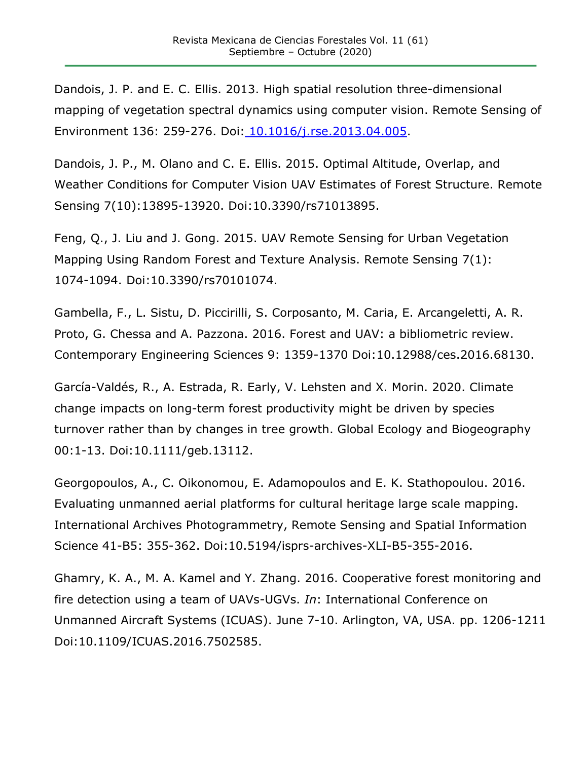Dandois, J. P. and E. C. Ellis. 2013. High spatial resolution three-dimensional mapping of vegetation spectral dynamics using computer vision. Remote Sensing of Environment 136: 259-276. Doi: 10.1016/j.rse.2013.04.005.

Dandois, J. P., M. Olano and C. E. Ellis. 2015. Optimal Altitude, Overlap, and Weather Conditions for Computer Vision UAV Estimates of Forest Structure. Remote Sensing 7(10):13895-13920. Doi:10.3390/rs71013895.

Feng, Q., J. Liu and J. Gong. 2015. UAV Remote Sensing for Urban Vegetation Mapping Using Random Forest and Texture Analysis. Remote Sensing 7(1): 1074-1094. Doi:10.3390/rs70101074.

Gambella, F., L. Sistu, D. Piccirilli, S. Corposanto, M. Caria, E. Arcangeletti, A. R. Proto, G. Chessa and A. Pazzona. 2016. Forest and UAV: a bibliometric review. Contemporary Engineering Sciences 9: 1359-1370 Doi:10.12988/ces.2016.68130.

García-Valdés, R., A. Estrada, R. Early, V. Lehsten and X. Morin. 2020. Climate change impacts on long-term forest productivity might be driven by species turnover rather than by changes in tree growth. Global Ecology and Biogeography 00:1-13. Doi:10.1111/geb.13112.

Georgopoulos, A., C. Oikonomou, E. Adamopoulos and E. K. Stathopoulou. 2016. Evaluating unmanned aerial platforms for cultural heritage large scale mapping. International Archives Photogrammetry, Remote Sensing and Spatial Information Science 41-B5: 355-362. Doi:10.5194/isprs-archives-XLI-B5-355-2016.

Ghamry, K. A., M. A. Kamel and Y. Zhang. 2016. Cooperative forest monitoring and fire detection using a team of UAVs-UGVs. *In*: International Conference on Unmanned Aircraft Systems (ICUAS). June 7-10. Arlington, VA, USA. pp. 1206-1211 Doi:10.1109/ICUAS.2016.7502585.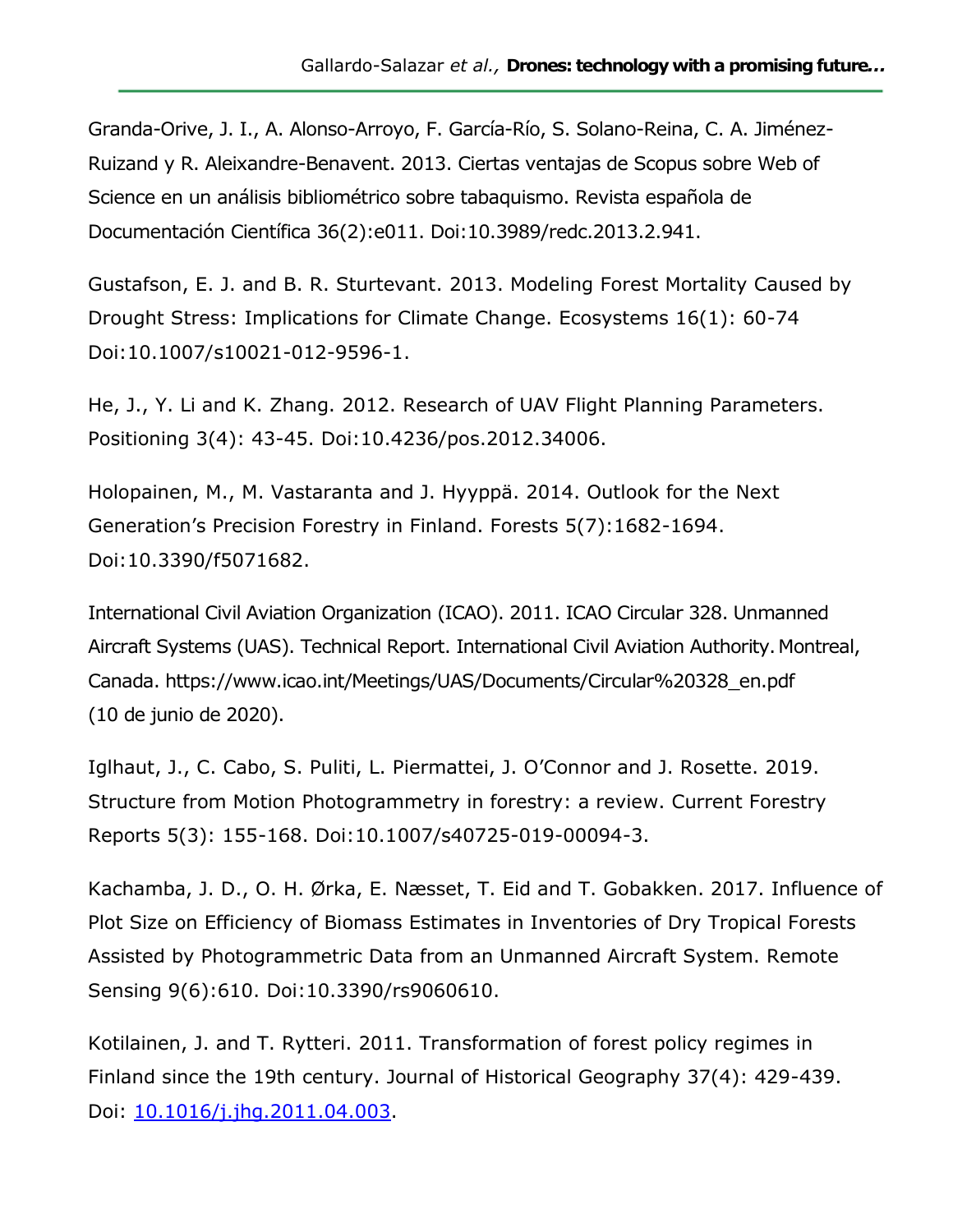Granda-Orive, J. I., A. Alonso-Arroyo, F. García-Río, S. Solano-Reina, C. A. Jiménez-Ruizand y R. Aleixandre-Benavent. 2013. Ciertas ventajas de Scopus sobre Web of Science en un análisis bibliométrico sobre tabaquismo. Revista española de Documentación Científica 36(2):e011. Doi:10.3989/redc.2013.2.941.

Gustafson, E. J. and B. R. Sturtevant. 2013. Modeling Forest Mortality Caused by Drought Stress: Implications for Climate Change. Ecosystems 16(1): 60-74 Doi:10.1007/s10021-012-9596-1.

He, J., Y. Li and K. Zhang. 2012. Research of UAV Flight Planning Parameters. Positioning 3(4): 43-45. Doi:10.4236/pos.2012.34006.

Holopainen, M., M. Vastaranta and J. Hyyppä. 2014. Outlook for the Next Generation's Precision Forestry in Finland. Forests 5(7):1682-1694. Doi:10.3390/f5071682.

International Civil Aviation Organization (ICAO). 2011. ICAO Circular 328. Unmanned Aircraft Systems (UAS). Technical Report. International Civil Aviation Authority. Montreal, Canada. https://www.icao.int/Meetings/UAS/Documents/Circular%20328_en.pdf (10 de junio de 2020).

Iglhaut, J., C. Cabo, S. Puliti, L. Piermattei, J. O'Connor and J. Rosette. 2019. Structure from Motion Photogrammetry in forestry: a review. Current Forestry Reports 5(3): 155-168. Doi:10.1007/s40725-019-00094-3.

Kachamba, J. D., O. H. Ørka, E. Næsset, T. Eid and T. Gobakken. 2017. Influence of Plot Size on Efficiency of Biomass Estimates in Inventories of Dry Tropical Forests Assisted by Photogrammetric Data from an Unmanned Aircraft System. Remote Sensing 9(6):610. Doi:10.3390/rs9060610.

Kotilainen, J. and T. Rytteri. 2011. Transformation of forest policy regimes in Finland since the 19th century. Journal of Historical Geography 37(4): 429-439. Doi: 10.1016/j.jhg.2011.04.003.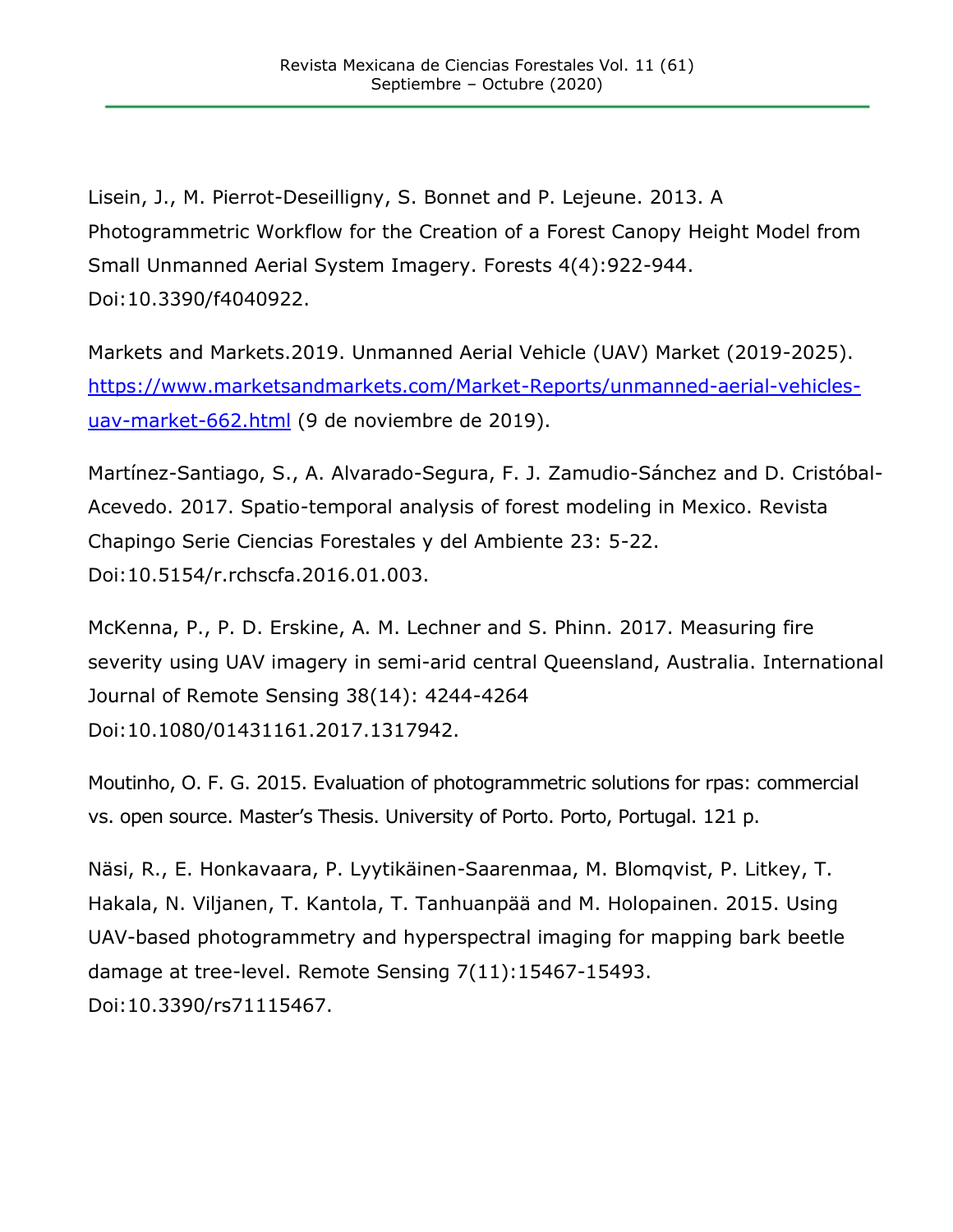Lisein, J., M. Pierrot-Deseilligny, S. Bonnet and P. Lejeune. 2013. A Photogrammetric Workflow for the Creation of a Forest Canopy Height Model from Small Unmanned Aerial System Imagery. Forests 4(4):922-944. Doi:10.3390/f4040922.

Markets and Markets.2019. Unmanned Aerial Vehicle (UAV) Market (2019-2025). https://www.marketsandmarkets.com/Market-Reports/unmanned-aerial-vehicles-uav-market-662.html (9 de noviembre de 2019).

Martínez-Santiago, S., A. Alvarado-Segura, F. J. Zamudio-Sánchez and D. Cristóbal-Acevedo. 2017. Spatio-temporal analysis of forest modeling in Mexico. Revista Chapingo Serie Ciencias Forestales y del Ambiente 23: 5-22. Doi:10.5154/r.rchscfa.2016.01.003.

McKenna, P., P. D. Erskine, A. M. Lechner and S. Phinn. 2017. Measuring fire severity using UAV imagery in semi-arid central Queensland, Australia. International Journal of Remote Sensing 38(14): 4244-4264 Doi:10.1080/01431161.2017.1317942.

Moutinho, O. F. G. 2015. Evaluation of photogrammetric solutions for rpas: commercial vs. open source. Master's Thesis. University of Porto. Porto, Portugal. 121 p.

Näsi, R., E. Honkavaara, P. Lyytikäinen-Saarenmaa, M. Blomqvist, P. Litkey, T. Hakala, N. Viljanen, T. Kantola, T. Tanhuanpää and M. Holopainen. 2015. Using UAV-based photogrammetry and hyperspectral imaging for mapping bark beetle damage at tree-level. Remote Sensing 7(11):15467-15493. Doi:10.3390/rs71115467.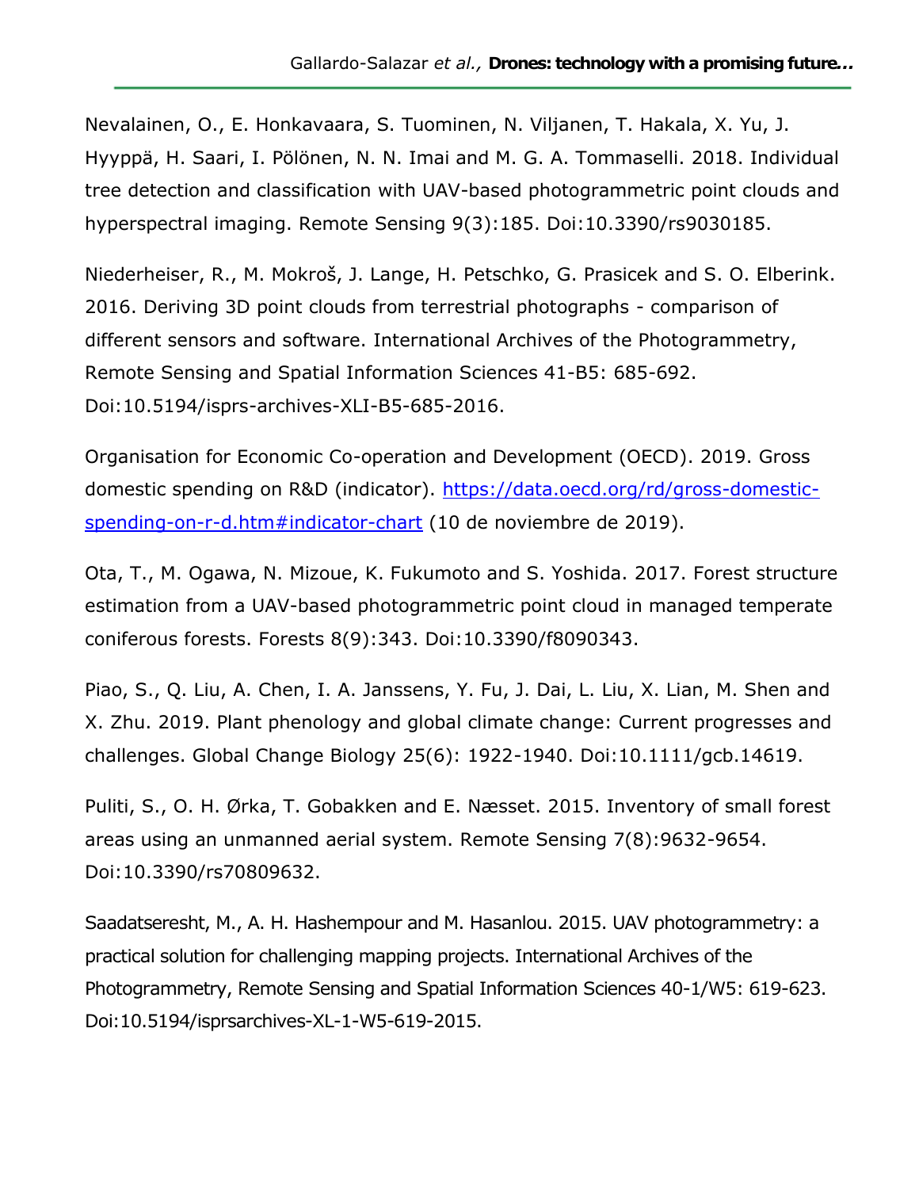Nevalainen, O., E. Honkavaara, S. Tuominen, N. Viljanen, T. Hakala, X. Yu, J. Hyyppä, H. Saari, I. Pölönen, N. N. Imai and M. G. A. Tommaselli. 2018. Individual tree detection and classification with UAV-based photogrammetric point clouds and hyperspectral imaging. Remote Sensing 9(3):185. Doi:10.3390/rs9030185.

Niederheiser, R., M. Mokroš, J. Lange, H. Petschko, G. Prasicek and S. O. Elberink. 2016. Deriving 3D point clouds from terrestrial photographs - comparison of different sensors and software. International Archives of the Photogrammetry, Remote Sensing and Spatial Information Sciences 41-B5: 685-692. Doi:10.5194/isprs-archives-XLI-B5-685-2016.

Organisation for Economic Co-operation and Development (OECD). 2019. Gross domestic spending on R&D (indicator). https://data.oecd.org/rd/gross-domestic-spending-on-r-d.htm#indicator-chart (10 de noviembre de 2019).

Ota, T., M. Ogawa, N. Mizoue, K. Fukumoto and S. Yoshida. 2017. Forest structure estimation from a UAV-based photogrammetric point cloud in managed temperate coniferous forests. Forests 8(9):343. Doi:10.3390/f8090343.

Piao, S., Q. Liu, A. Chen, I. A. Janssens, Y. Fu, J. Dai, L. Liu, X. Lian, M. Shen and X. Zhu. 2019. Plant phenology and global climate change: Current progresses and challenges. Global Change Biology 25(6): 1922-1940. Doi:10.1111/gcb.14619.

Puliti, S., O. H. Ørka, T. Gobakken and E. Næsset. 2015. Inventory of small forest areas using an unmanned aerial system. Remote Sensing 7(8):9632-9654. Doi:10.3390/rs70809632.

Saadatseresht, M., A. H. Hashempour and M. Hasanlou. 2015. UAV photogrammetry: a practical solution for challenging mapping projects. International Archives of the Photogrammetry, Remote Sensing and Spatial Information Sciences 40-1/W5: 619-623. Doi:10.5194/isprsarchives-XL-1-W5-619-2015.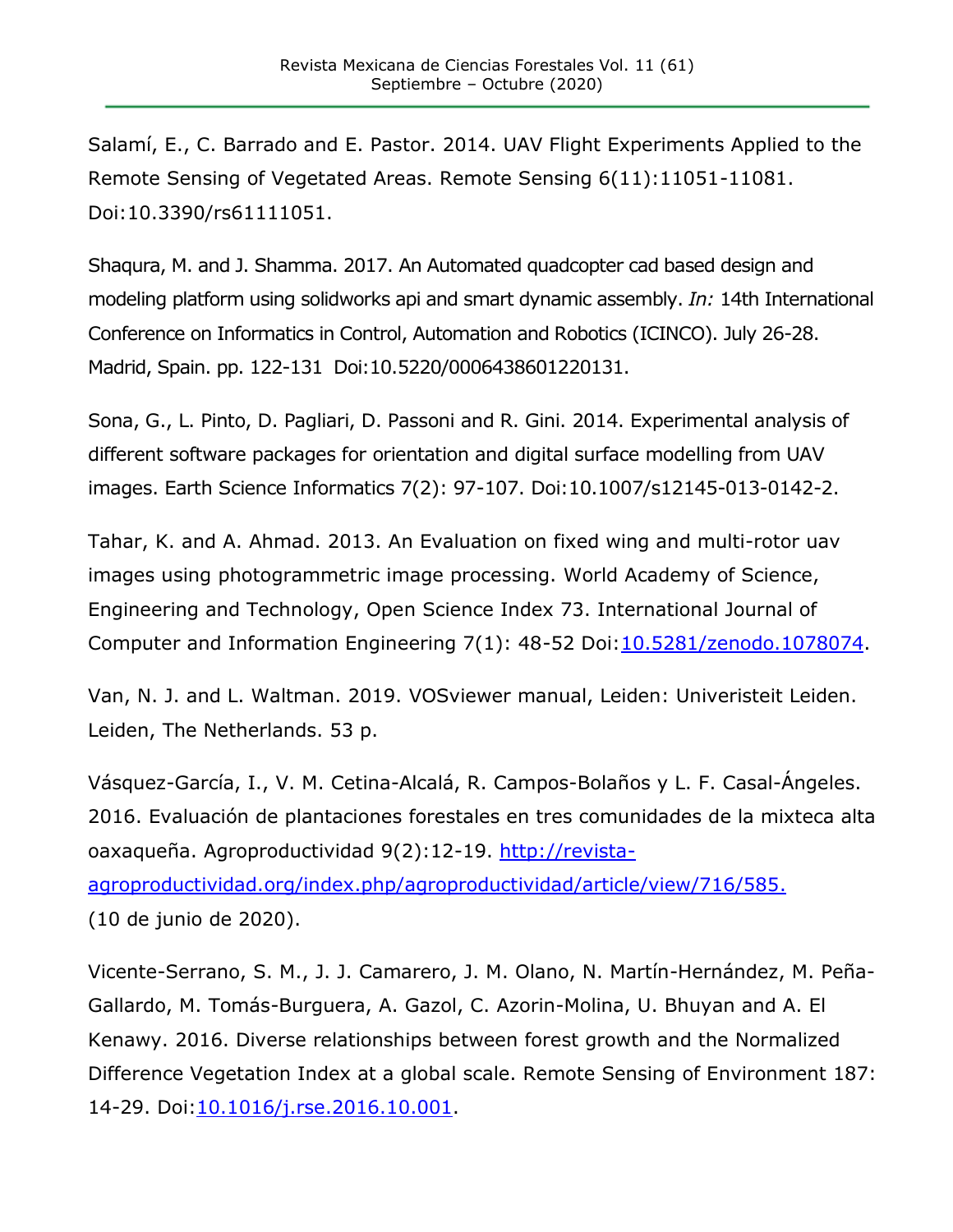Salamí, E., C. Barrado and E. Pastor. 2014. UAV Flight Experiments Applied to the Remote Sensing of Vegetated Areas. Remote Sensing 6(11):11051-11081. Doi:10.3390/rs61111051.

Shaqura, M. and J. Shamma. 2017. An Automated quadcopter cad based design and modeling platform using solidworks api and smart dynamic assembly. *In:* 14th International Conference on Informatics in Control, Automation and Robotics (ICINCO). July 26-28. Madrid, Spain. pp. 122-131 Doi:10.5220/0006438601220131.

Sona, G., L. Pinto, D. Pagliari, D. Passoni and R. Gini. 2014. Experimental analysis of different software packages for orientation and digital surface modelling from UAV images. Earth Science Informatics 7(2): 97-107. Doi:10.1007/s12145-013-0142-2.

Tahar, K. and A. Ahmad. 2013. An Evaluation on fixed wing and multi-rotor uav images using photogrammetric image processing. World Academy of Science, Engineering and Technology, Open Science Index 73. International Journal of Computer and Information Engineering 7(1): 48-52 Doi:10.5281/zenodo.1078074.

Van, N. J. and L. Waltman. 2019. VOSviewer manual, Leiden: Univeristeit Leiden. Leiden, The Netherlands. 53 p.

Vásquez-García, I., V. M. Cetina-Alcalá, R. Campos-Bolaños y L. F. Casal-Ángeles. 2016. Evaluación de plantaciones forestales en tres comunidades de la mixteca alta oaxaqueña. Agroproductividad 9(2):12-19. http://revista-agroproductividad.org/index.php/agroproductividad/article/view/716/585. (10 de junio de 2020).

Vicente-Serrano, S. M., J. J. Camarero, J. M. Olano, N. Martín-Hernández, M. Peña-Gallardo, M. Tomás-Burguera, A. Gazol, C. Azorin-Molina, U. Bhuyan and A. El Kenawy. 2016. Diverse relationships between forest growth and the Normalized Difference Vegetation Index at a global scale. Remote Sensing of Environment 187: 14-29. Doi:10.1016/j.rse.2016.10.001.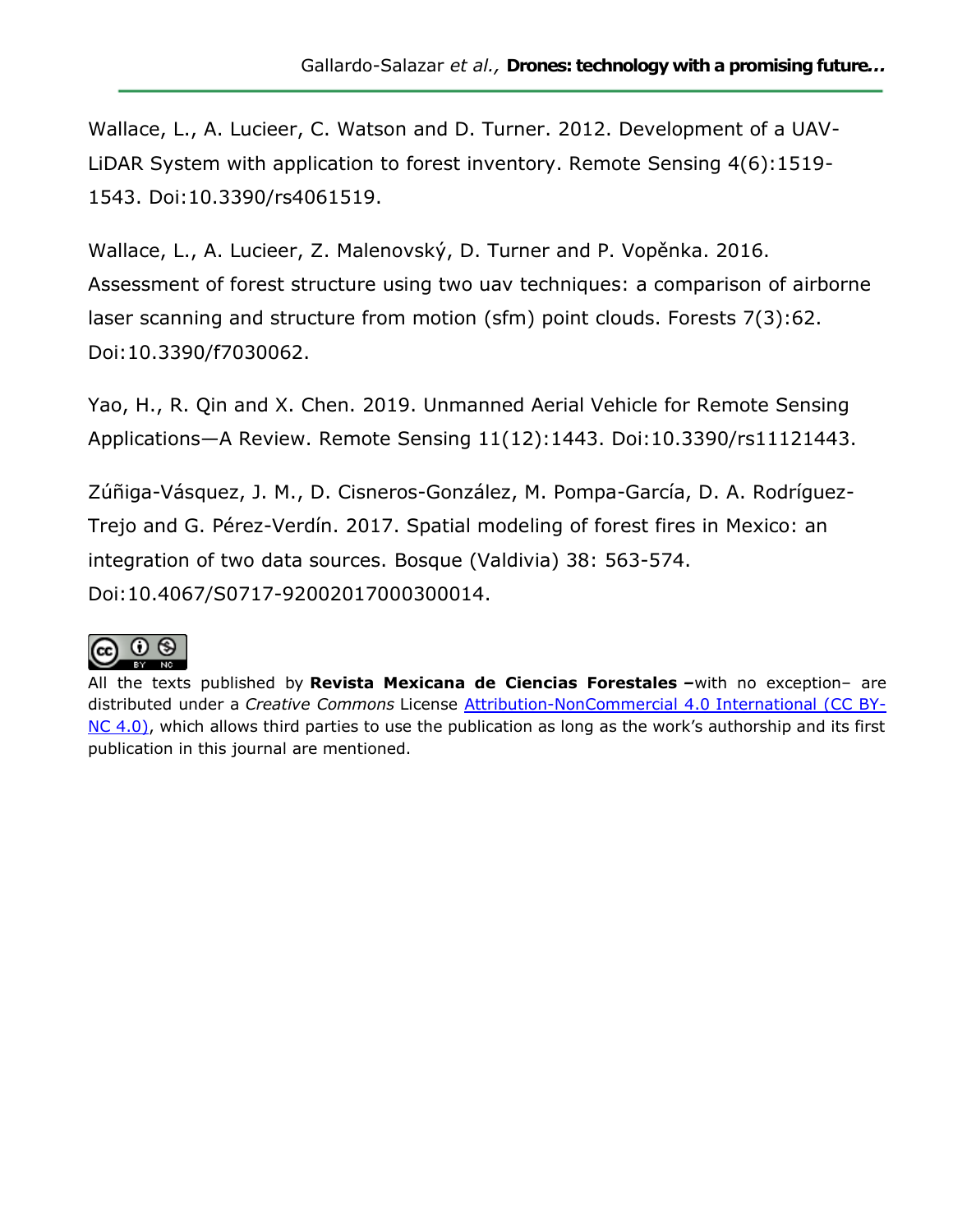Wallace, L., A. Lucieer, C. Watson and D. Turner. 2012. Development of a UAV-LiDAR System with application to forest inventory. Remote Sensing 4(6):1519-1543. Doi:10.3390/rs4061519.

Wallace, L., A. Lucieer, Z. Malenovský, D. Turner and P. Vopěnka. 2016. Assessment of forest structure using two uav techniques: a comparison of airborne laser scanning and structure from motion (sfm) point clouds. Forests 7(3):62. Doi:10.3390/f7030062.

Yao, H., R. Qin and X. Chen. 2019. Unmanned Aerial Vehicle for Remote Sensing Applications—A Review. Remote Sensing 11(12):1443. Doi:10.3390/rs11121443.

Zúñiga-Vásquez, J. M., D. Cisneros-González, M. Pompa-García, D. A. Rodríguez-Trejo and G. Pérez-Verdín. 2017. Spatial modeling of forest fires in Mexico: an integration of two data sources. Bosque (Valdivia) 38: 563-574. Doi:10.4067/S0717-92002017000300014.

All the texts published by **Revista Mexicana de Ciencias Forestales –**with no exception– are distributed under a *Creative Commons* License [Attribution-NonCommercial 4.0 International (CC BY-NC 4.0)](https://creativecommons.org/licenses/by-nc/4.0/), which allows third parties to use the publication as long as the work's authorship and its first publication in this journal are mentioned.